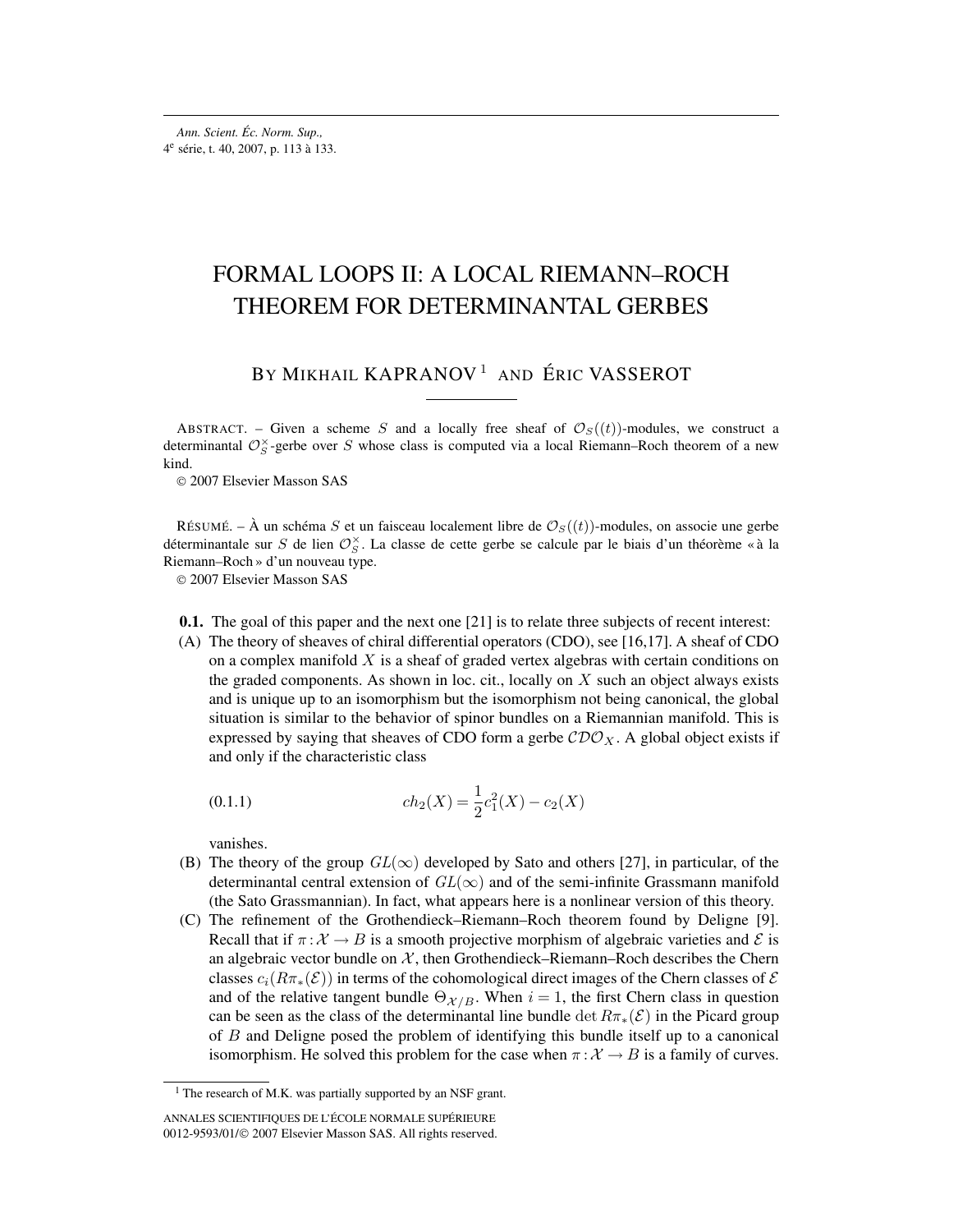# FORMAL LOOPS II: A LOCAL RIEMANN–ROCH THEOREM FOR DETERMINANTAL GERBES

BY MIKHAIL KAPRANOV [1] AND ÉRIC VASSEROT

ABSTRACT. – Given a scheme $S$ and a locally free sheaf of $\mathcal{O}_S((t))$-modules, we construct a determinantal $\mathcal{O}_S^\times$-gerbe over $S$ whose class is computed via a local Riemann–Roch theorem of a new kind.

© 2007 Elsevier Masson SAS

RÉSUMÉ. – À un schéma $S$ et un faisceau localement libre de $\mathcal{O}_S((t))$-modules, on associe une gerbe déterminantale sur $S$ de lien $\mathcal{O}_S^\times$. La classe de cette gerbe se calcule par le biais d'un théorème « à la Riemann–Roch » d'un nouveau type.

© 2007 Elsevier Masson SAS

**0.1.** The goal of this paper and the next one [21] is to relate three subjects of recent interest:

(A) The theory of sheaves of chiral differential operators (CDO), see [16,17]. A sheaf of CDO on a complex manifold $X$ is a sheaf of graded vertex algebras with certain conditions on the graded components. As shown in loc. cit., locally on $X$ such an object always exists and is unique up to an isomorphism but the isomorphism not being canonical, the global situation is similar to the behavior of spinor bundles on a Riemannian manifold. This is expressed by saying that sheaves of CDO form a gerbe $\mathcal{CDO}_X$. A global object exists if and only if the characteristic class

$$ch_2(X) = \frac{1}{2}c_1^2(X) - c_2(X) \tag{0.1.1}$$

vanishes.

(B) The theory of the group $GL(\infty)$ developed by Sato and others [27], in particular, of the determinantal central extension of $GL(\infty)$ and of the semi-infinite Grassmann manifold (the Sato Grassmannian). In fact, what appears here is a nonlinear version of this theory.

(C) The refinement of the Grothendieck–Riemann–Roch theorem found by Deligne [9]. Recall that if $\pi : \mathcal{X} \to B$ is a smooth projective morphism of algebraic varieties and $\mathcal{E}$ is an algebraic vector bundle on $\mathcal{X}$, then Grothendieck–Riemann–Roch describes the Chern classes $c_i(R\pi_*(\mathcal{E}))$ in terms of the cohomological direct images of the Chern classes of $\mathcal{E}$ and of the relative tangent bundle $\Theta_{\mathcal{X}/B}$. When $i = 1$, the first Chern class in question can be seen as the class of the determinantal line bundle $\det R\pi_*(\mathcal{E})$ in the Picard group of $B$ and Deligne posed the problem of identifying this bundle itself up to a canonical isomorphism. He solved this problem for the case when $\pi : \mathcal{X} \to B$ is a family of curves.

[1] The research of M.K. was partially supported by an NSF grant.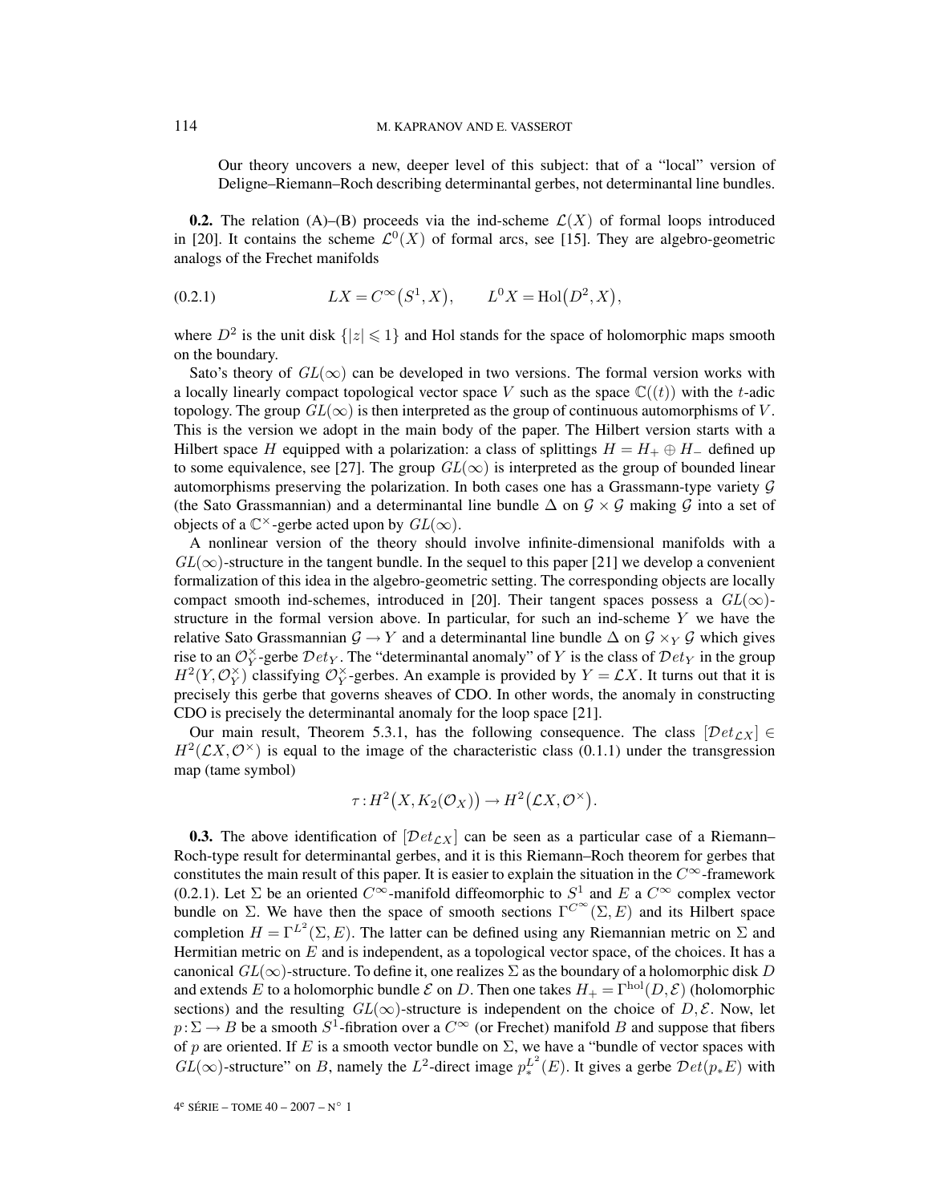Our theory uncovers a new, deeper level of this subject: that of a "local" version of Deligne–Riemann–Roch describing determinantal gerbes, not determinantal line bundles.

**0.2.** The relation (A)–(B) proceeds via the ind-scheme $\mathcal{L}(X)$ of formal loops introduced in [20]. It contains the scheme $\mathcal{L}^0(X)$ of formal arcs, see [15]. They are algebro-geometric analogs of the Frechet manifolds

$$LX = C^\infty(S^1, X), \qquad L^0X = \mathrm{Hol}(D^2, X), \tag{0.2.1}$$

where $D^2$ is the unit disk $\{|z| \leqslant 1\}$ and Hol stands for the space of holomorphic maps smooth on the boundary.

Sato's theory of $GL(\infty)$ can be developed in two versions. The formal version works with a locally linearly compact topological vector space $V$ such as the space $\mathbb{C}((t))$ with the $t$-adic topology. The group $GL(\infty)$ is then interpreted as the group of continuous automorphisms of $V$. This is the version we adopt in the main body of the paper. The Hilbert version starts with a Hilbert space $H$ equipped with a polarization: a class of splittings $H = H_+ \oplus H_-$ defined up to some equivalence, see [27]. The group $GL(\infty)$ is interpreted as the group of bounded linear automorphisms preserving the polarization. In both cases one has a Grassmann-type variety $\mathcal{G}$ (the Sato Grassmannian) and a determinantal line bundle $\Delta$ on $\mathcal{G} \times \mathcal{G}$ making $\mathcal{G}$ into a set of objects of a $\mathbb{C}^\times$-gerbe acted upon by $GL(\infty)$.

A nonlinear version of the theory should involve infinite-dimensional manifolds with a $GL(\infty)$-structure in the tangent bundle. In the sequel to this paper [21] we develop a convenient formalization of this idea in the algebro-geometric setting. The corresponding objects are locally compact smooth ind-schemes, introduced in [20]. Their tangent spaces possess a $GL(\infty)$-structure in the formal version above. In particular, for such an ind-scheme $Y$ we have the relative Sato Grassmannian $\mathcal{G} \to Y$ and a determinantal line bundle $\Delta$ on $\mathcal{G} \times_Y \mathcal{G}$ which gives rise to an $\mathcal{O}_Y^\times$-gerbe $\mathcal{D}et_Y$. The "determinantal anomaly" of $Y$ is the class of $\mathcal{D}et_Y$ in the group $H^2(Y, \mathcal{O}_Y^\times)$ classifying $\mathcal{O}_Y^\times$-gerbes. An example is provided by $Y = \mathcal{L}X$. It turns out that it is precisely this gerbe that governs sheaves of CDO. In other words, the anomaly in constructing CDO is precisely the determinantal anomaly for the loop space [21].

Our main result, Theorem 5.3.1, has the following consequence. The class $[\mathcal{D}et_{\mathcal{L}X}] \in H^2(\mathcal{L}X, \mathcal{O}^\times)$ is equal to the image of the characteristic class (0.1.1) under the transgression map (tame symbol)

$$\tau : H^2(X, K_2(\mathcal{O}_X)) \to H^2(\mathcal{L}X, \mathcal{O}^\times).$$

**0.3.** The above identification of $[\mathcal{D}et_{\mathcal{L}X}]$ can be seen as a particular case of a Riemann–Roch-type result for determinantal gerbes, and it is this Riemann–Roch theorem for gerbes that constitutes the main result of this paper. It is easier to explain the situation in the $C^\infty$-framework (0.2.1). Let $\Sigma$ be an oriented $C^\infty$-manifold diffeomorphic to $S^1$ and $E$ a $C^\infty$ complex vector bundle on $\Sigma$. We have then the space of smooth sections $\Gamma^{C^\infty}(\Sigma, E)$ and its Hilbert space completion $H = \Gamma^{L^2}(\Sigma, E)$. The latter can be defined using any Riemannian metric on $\Sigma$ and Hermitian metric on $E$ and is independent, as a topological vector space, of the choices. It has a canonical $GL(\infty)$-structure. To define it, one realizes $\Sigma$ as the boundary of a holomorphic disk $D$ and extends $E$ to a holomorphic bundle $\mathcal{E}$ on $D$. Then one takes $H_+ = \Gamma^{\mathrm{hol}}(D, \mathcal{E})$ (holomorphic sections) and the resulting $GL(\infty)$-structure is independent on the choice of $D, \mathcal{E}$. Now, let $p : \Sigma \to B$ be a smooth $S^1$-fibration over a $C^\infty$ (or Frechet) manifold $B$ and suppose that fibers of $p$ are oriented. If $E$ is a smooth vector bundle on $\Sigma$, we have a "bundle of vector spaces with $GL(\infty)$-structure" on $B$, namely the $L^2$-direct image $p_*^{L^2}(E)$. It gives a gerbe $\mathcal{D}et(p_*E)$ with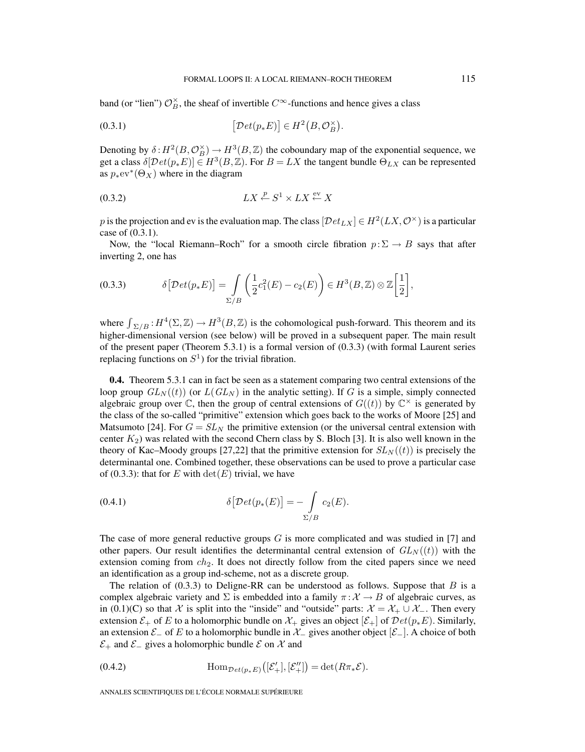band (or "lien") $\mathcal{O}_B^\times$, the sheaf of invertible $C^\infty$-functions and hence gives a class

$$\big[\mathcal{D}et(p_*E)\big] \in H^2\big(B, \mathcal{O}_B^\times\big). \tag{0.3.1}$$

Denoting by $\delta : H^2(B, \mathcal{O}_B^\times) \to H^3(B, \mathbb{Z})$ the coboundary map of the exponential sequence, we get a class $\delta[\mathcal{D}et(p_*E)] \in H^3(B, \mathbb{Z})$. For $B = LX$ the tangent bundle $\Theta_{LX}$ can be represented as $p_*\mathrm{ev}^*(\Theta_X)$ where in the diagram

$$LX \xleftarrow{p} S^1 \times LX \xleftarrow{\mathrm{ev}} X \tag{0.3.2}$$

$p$ is the projection and ev is the evaluation map. The class $[\mathcal{D}et_{LX}] \in H^2(LX, \mathcal{O}^\times)$ is a particular case of (0.3.1).

Now, the "local Riemann–Roch" for a smooth circle fibration $p : \Sigma \to B$ says that after inverting 2, one has

$$\delta\big[\mathcal{D}et(p_*E)\big] = \int\limits_{\Sigma/B} \left(\frac{1}{2}c_1^2(E) - c_2(E)\right) \in H^3(B, \mathbb{Z}) \otimes \mathbb{Z}\left[\frac{1}{2}\right], \tag{0.3.3}$$

where $\int_{\Sigma/B} : H^4(\Sigma, \mathbb{Z}) \to H^3(B, \mathbb{Z})$ is the cohomological push-forward. This theorem and its higher-dimensional version (see below) will be proved in a subsequent paper. The main result of the present paper (Theorem 5.3.1) is a formal version of (0.3.3) (with formal Laurent series replacing functions on $S^1$) for the trivial fibration.

**0.4.** Theorem 5.3.1 can in fact be seen as a statement comparing two central extensions of the loop group $GL_N((t))$ (or $L(GL_N)$ in the analytic setting). If $G$ is a simple, simply connected algebraic group over $\mathbb{C}$, then the group of central extensions of $G((t))$ by $\mathbb{C}^\times$ is generated by the class of the so-called "primitive" extension which goes back to the works of Moore [25] and Matsumoto [24]. For $G = SL_N$ the primitive extension (or the universal central extension with center $K_2$) was related with the second Chern class by S. Bloch [3]. It is also well known in the theory of Kac–Moody groups [27,22] that the primitive extension for $SL_N((t))$ is precisely the determinantal one. Combined together, these observations can be used to prove a particular case of (0.3.3): that for $E$ with $\det(E)$ trivial, we have

$$\delta\big[\mathcal{D}et(p_*(E)\big] = -\int\limits_{\Sigma/B} c_2(E). \tag{0.4.1}$$

The case of more general reductive groups $G$ is more complicated and was studied in [7] and other papers. Our result identifies the determinantal central extension of $GL_N((t))$ with the extension coming from $ch_2$. It does not directly follow from the cited papers since we need an identification as a group ind-scheme, not as a discrete group.

The relation of (0.3.3) to Deligne-RR can be understood as follows. Suppose that $B$ is a complex algebraic variety and $\Sigma$ is embedded into a family $\pi : \mathcal{X} \to B$ of algebraic curves, as in (0.1)(C) so that $\mathcal{X}$ is split into the "inside" and "outside" parts: $\mathcal{X} = \mathcal{X}_+ \cup \mathcal{X}_-$. Then every extension $\mathcal{E}_+$ of $E$ to a holomorphic bundle on $\mathcal{X}_+$ gives an object $[\mathcal{E}_+]$ of $\mathcal{D}et(p_*E)$. Similarly, an extension $\mathcal{E}_-$ of $E$ to a holomorphic bundle in $\mathcal{X}_-$ gives another object $[\mathcal{E}_-]$. A choice of both $\mathcal{E}_+$ and $\mathcal{E}_-$ gives a holomorphic bundle $\mathcal{E}$ on $\mathcal{X}$ and

$$\mathrm{Hom}_{\mathcal{D}et(p_*E)}\big([\mathcal{E}'_+], [\mathcal{E}''_+]\big) = \det(R\pi_*\mathcal{E}). \tag{0.4.2}$$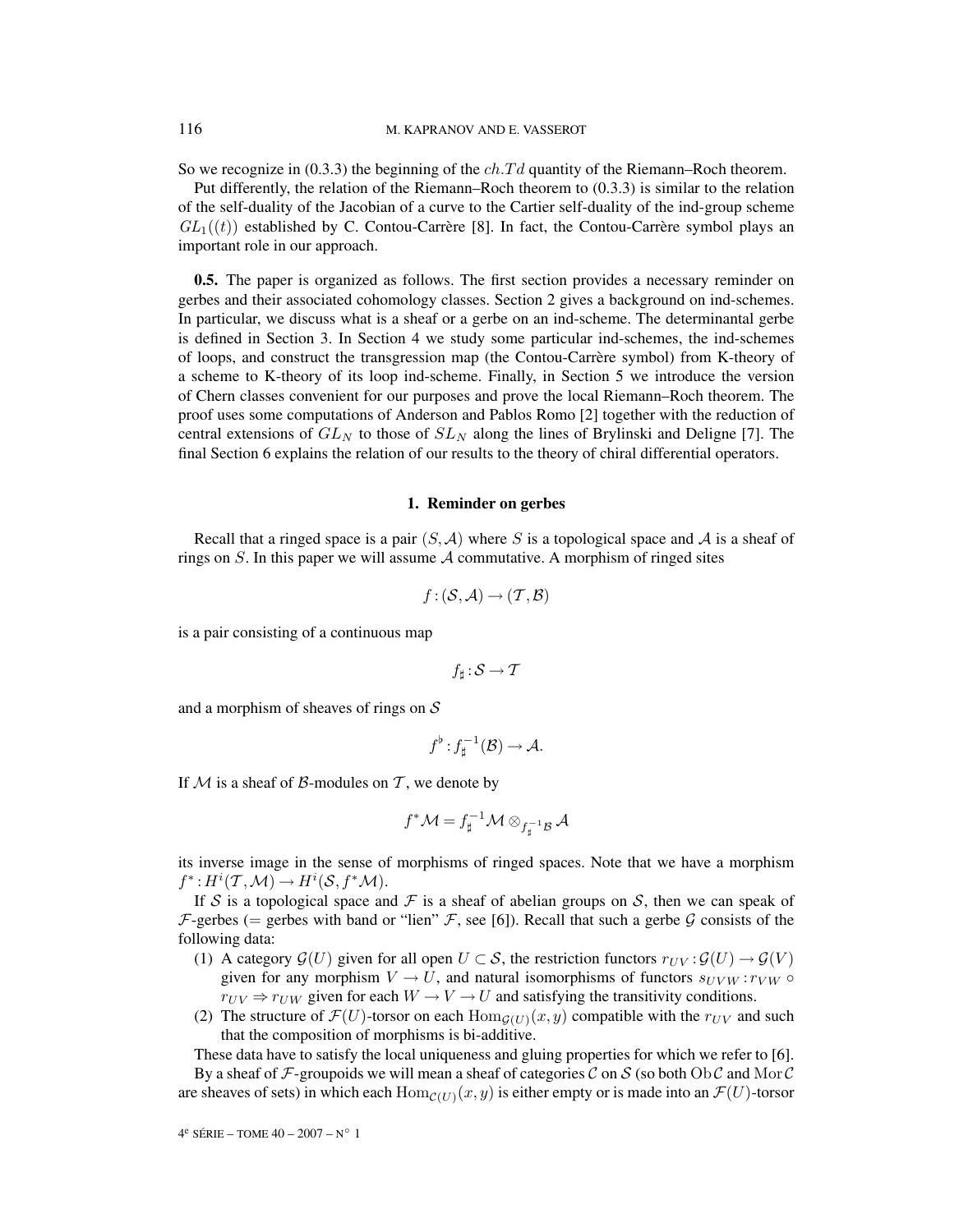So we recognize in (0.3.3) the beginning of the $ch.Td$ quantity of the Riemann–Roch theorem.

Put differently, the relation of the Riemann–Roch theorem to (0.3.3) is similar to the relation of the self-duality of the Jacobian of a curve to the Cartier self-duality of the ind-group scheme $GL_1((t))$ established by C. Contou-Carrère [8]. In fact, the Contou-Carrère symbol plays an important role in our approach.

**0.5.** The paper is organized as follows. The first section provides a necessary reminder on gerbes and their associated cohomology classes. Section 2 gives a background on ind-schemes. In particular, we discuss what is a sheaf or a gerbe on an ind-scheme. The determinantal gerbe is defined in Section 3. In Section 4 we study some particular ind-schemes, the ind-schemes of loops, and construct the transgression map (the Contou-Carrère symbol) from K-theory of a scheme to K-theory of its loop ind-scheme. Finally, in Section 5 we introduce the version of Chern classes convenient for our purposes and prove the local Riemann–Roch theorem. The proof uses some computations of Anderson and Pablos Romo [2] together with the reduction of central extensions of $GL_N$ to those of $SL_N$ along the lines of Brylinski and Deligne [7]. The final Section 6 explains the relation of our results to the theory of chiral differential operators.

## 1. Reminder on gerbes

Recall that a ringed space is a pair $(S, \mathcal{A})$ where $S$ is a topological space and $\mathcal{A}$ is a sheaf of rings on $S$. In this paper we will assume $\mathcal{A}$ commutative. A morphism of ringed sites

$$f : (\mathcal{S}, \mathcal{A}) \to (\mathcal{T}, \mathcal{B})$$

is a pair consisting of a continuous map

$$f_\sharp : \mathcal{S} \to \mathcal{T}$$

and a morphism of sheaves of rings on $\mathcal{S}$

$$f^\flat : f_\sharp^{-1}(\mathcal{B}) \to \mathcal{A}.$$

If $\mathcal{M}$ is a sheaf of $\mathcal{B}$-modules on $\mathcal{T}$, we denote by

$$f^*\mathcal{M} = f_\sharp^{-1}\mathcal{M} \otimes_{f_\sharp^{-1}\mathcal{B}} \mathcal{A}$$

its inverse image in the sense of morphisms of ringed spaces. Note that we have a morphism $f^* : H^i(\mathcal{T}, \mathcal{M}) \to H^i(\mathcal{S}, f^*\mathcal{M})$.

If $\mathcal{S}$ is a topological space and $\mathcal{F}$ is a sheaf of abelian groups on $\mathcal{S}$, then we can speak of $\mathcal{F}$-gerbes (= gerbes with band or "lien" $\mathcal{F}$, see [6]). Recall that such a gerbe $\mathcal{G}$ consists of the following data:

(1) A category $\mathcal{G}(U)$ given for all open $U \subset \mathcal{S}$, the restriction functors $r_{UV} : \mathcal{G}(U) \to \mathcal{G}(V)$ given for any morphism $V \to U$, and natural isomorphisms of functors $s_{UVW} : r_{VW} \circ r_{UV} \Rightarrow r_{UW}$ given for each $W \to V \to U$ and satisfying the transitivity conditions.

(2) The structure of $\mathcal{F}(U)$-torsor on each $\mathrm{Hom}_{\mathcal{G}(U)}(x, y)$ compatible with the $r_{UV}$ and such that the composition of morphisms is bi-additive.

These data have to satisfy the local uniqueness and gluing properties for which we refer to [6].

By a sheaf of $\mathcal{F}$-groupoids we will mean a sheaf of categories $\mathcal{C}$ on $\mathcal{S}$ (so both $\mathrm{Ob}\,\mathcal{C}$ and $\mathrm{Mor}\,\mathcal{C}$ are sheaves of sets) in which each $\mathrm{Hom}_{\mathcal{C}(U)}(x, y)$ is either empty or is made into an $\mathcal{F}(U)$-torsor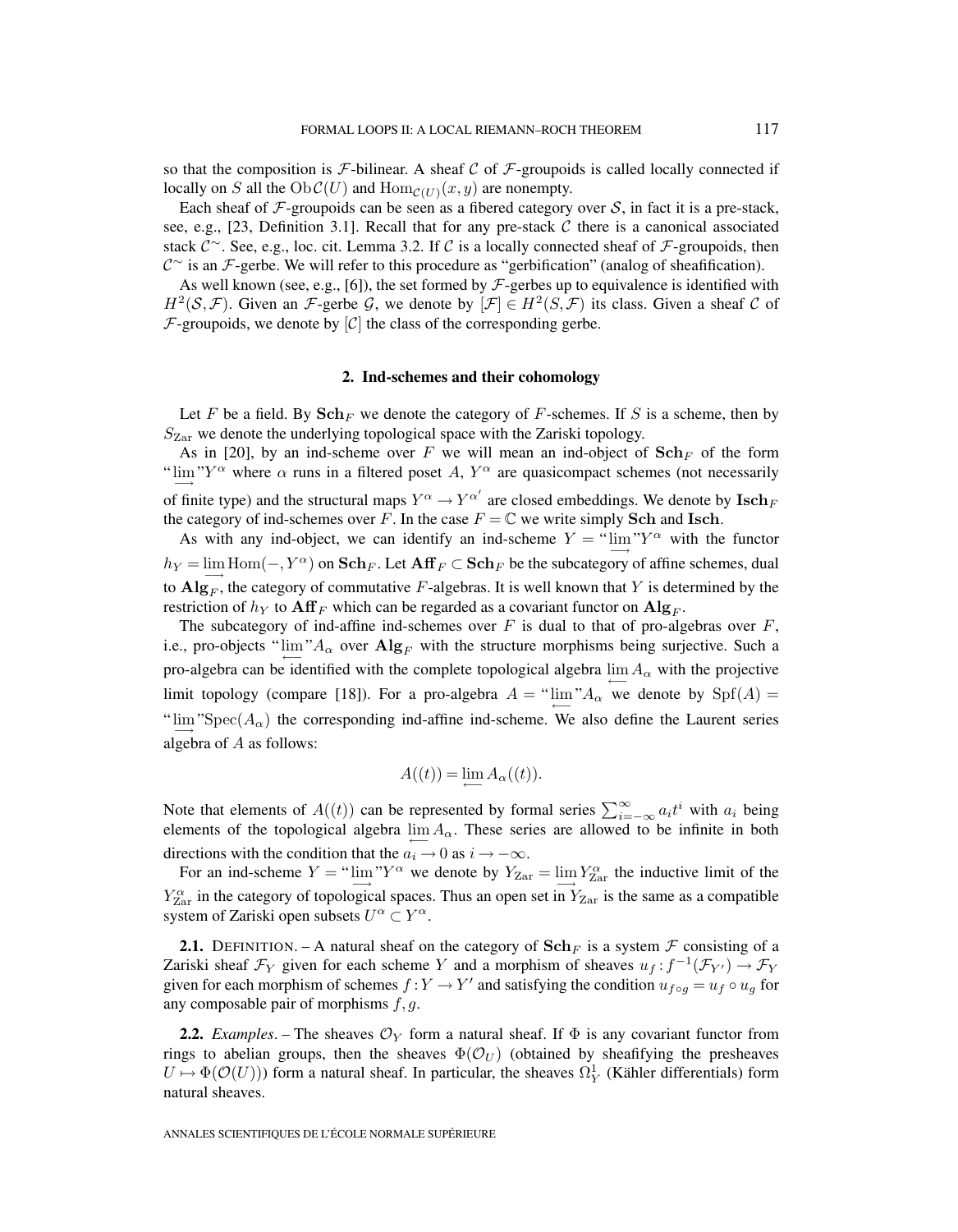so that the composition is $\mathcal{F}$-bilinear. A sheaf $\mathcal{C}$ of $\mathcal{F}$-groupoids is called locally connected if locally on $S$ all the $\mathrm{Ob}\,\mathcal{C}(U)$ and $\mathrm{Hom}_{\mathcal{C}(U)}(x,y)$ are nonempty.

Each sheaf of $\mathcal{F}$-groupoids can be seen as a fibered category over $\mathcal{S}$, in fact it is a pre-stack, see, e.g., [23, Definition 3.1]. Recall that for any pre-stack $\mathcal{C}$ there is a canonical associated stack $\mathcal{C}^{\sim}$. See, e.g., loc. cit. Lemma 3.2. If $\mathcal{C}$ is a locally connected sheaf of $\mathcal{F}$-groupoids, then $\mathcal{C}^{\sim}$ is an $\mathcal{F}$-gerbe. We will refer to this procedure as "gerbification" (analog of sheafification).

As well known (see, e.g., [6]), the set formed by $\mathcal{F}$-gerbes up to equivalence is identified with $H^2(\mathcal{S},\mathcal{F})$. Given an $\mathcal{F}$-gerbe $\mathcal{G}$, we denote by $[\mathcal{F}] \in H^2(S,\mathcal{F})$ its class. Given a sheaf $\mathcal{C}$ of $\mathcal{F}$-groupoids, we denote by $[\mathcal{C}]$ the class of the corresponding gerbe.

## 2. Ind-schemes and their cohomology

Let $F$ be a field. By $\mathbf{Sch}_F$ we denote the category of $F$-schemes. If $S$ is a scheme, then by $S_{\mathrm{Zar}}$ we denote the underlying topological space with the Zariski topology.

As in [20], by an ind-scheme over $F$ we will mean an ind-object of $\mathbf{Sch}_F$ of the form "$\varinjlim$"$Y^\alpha$ where $\alpha$ runs in a filtered poset $A$, $Y^\alpha$ are quasicompact schemes (not necessarily of finite type) and the structural maps $Y^\alpha \to Y^{\alpha'}$ are closed embeddings. We denote by $\mathbf{Isch}_F$ the category of ind-schemes over $F$. In the case $F = \mathbb{C}$ we write simply $\mathbf{Sch}$ and $\mathbf{Isch}$.

As with any ind-object, we can identify an ind-scheme $Y =$ "$\varinjlim$"$Y^\alpha$ with the functor $h_Y = \varinjlim \mathrm{Hom}(-, Y^\alpha)$ on $\mathbf{Sch}_F$. Let $\mathbf{Aff}_F \subset \mathbf{Sch}_F$ be the subcategory of affine schemes, dual to $\mathbf{Alg}_F$, the category of commutative $F$-algebras. It is well known that $Y$ is determined by the restriction of $h_Y$ to $\mathbf{Aff}_F$ which can be regarded as a covariant functor on $\mathbf{Alg}_F$.

The subcategory of ind-affine ind-schemes over $F$ is dual to that of pro-algebras over $F$, i.e., pro-objects "$\varprojlim$"$A_\alpha$ over $\mathbf{Alg}_F$ with the structure morphisms being surjective. Such a pro-algebra can be identified with the complete topological algebra $\varprojlim A_\alpha$ with the projective limit topology (compare [18]). For a pro-algebra $A =$ "$\varprojlim$"$A_\alpha$ we denote by $\mathrm{Spf}(A) =$ "$\varinjlim$"$\mathrm{Spec}(A_\alpha)$ the corresponding ind-affine ind-scheme. We also define the Laurent series algebra of $A$ as follows:

$$A((t)) = \varprojlim A_\alpha((t)).$$

Note that elements of $A((t))$ can be represented by formal series $\sum_{i=-\infty}^{\infty} a_i t^i$ with $a_i$ being elements of the topological algebra $\varprojlim A_\alpha$. These series are allowed to be infinite in both directions with the condition that the $a_i \to 0$ as $i \to -\infty$.

For an ind-scheme $Y =$ "$\varinjlim$"$Y^\alpha$ we denote by $Y_{\mathrm{Zar}} = \varinjlim Y^\alpha_{\mathrm{Zar}}$ the inductive limit of the $Y^\alpha_{\mathrm{Zar}}$ in the category of topological spaces. Thus an open set in $Y_{\mathrm{Zar}}$ is the same as a compatible system of Zariski open subsets $U^\alpha \subset Y^\alpha$.

**2.1.** DEFINITION. – A natural sheaf on the category of $\mathbf{Sch}_F$ is a system $\mathcal{F}$ consisting of a Zariski sheaf $\mathcal{F}_Y$ given for each scheme $Y$ and a morphism of sheaves $u_f : f^{-1}(\mathcal{F}_{Y'}) \to \mathcal{F}_Y$ given for each morphism of schemes $f : Y \to Y'$ and satisfying the condition $u_{f\circ g} = u_f \circ u_g$ for any composable pair of morphisms $f, g$.

**2.2.** *Examples*. – The sheaves $\mathcal{O}_Y$ form a natural sheaf. If $\Phi$ is any covariant functor from rings to abelian groups, then the sheaves $\Phi(\mathcal{O}_U)$ (obtained by sheafifying the presheaves $U \mapsto \Phi(\mathcal{O}(U))$) form a natural sheaf. In particular, the sheaves $\Omega^1_Y$ (Kähler differentials) form natural sheaves.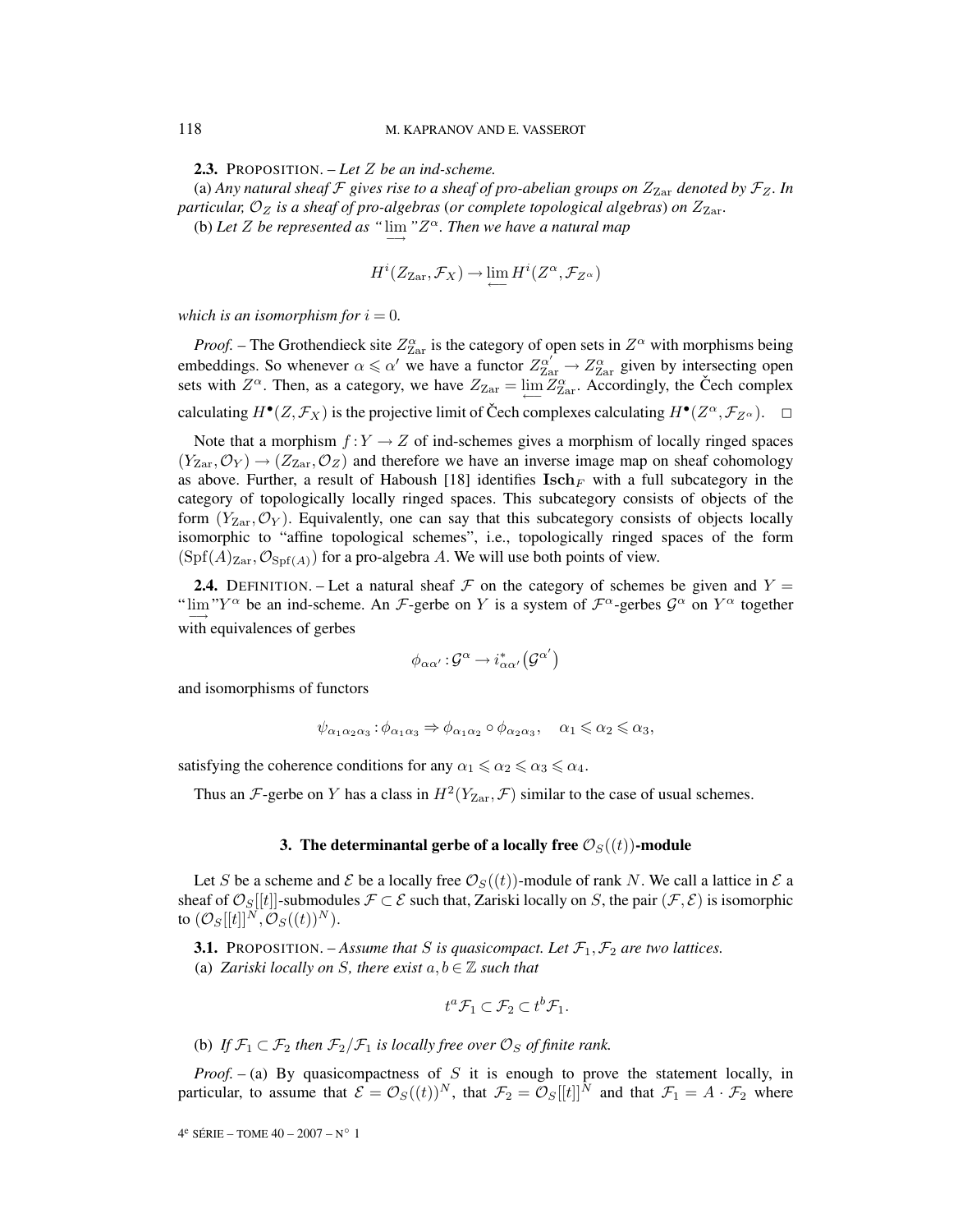**2.3.** PROPOSITION. – *Let $Z$ be an ind-scheme.*

(a) *Any natural sheaf $\mathcal{F}$ gives rise to a sheaf of pro-abelian groups on $Z_{\mathrm{Zar}}$ denoted by $\mathcal{F}_Z$. In particular, $\mathcal{O}_Z$ is a sheaf of pro-algebras* (*or complete topological algebras*) *on $Z_{\mathrm{Zar}}$.*

(b) *Let $Z$ be represented as "$\varinjlim$"$Z^\alpha$. Then we have a natural map*

$$H^i(Z_{\mathrm{Zar}}, \mathcal{F}_X) \to \varprojlim H^i(Z^\alpha, \mathcal{F}_{Z^\alpha})$$

*which is an isomorphism for $i = 0$.*

*Proof.* – The Grothendieck site $Z^\alpha_{\mathrm{Zar}}$ is the category of open sets in $Z^\alpha$ with morphisms being embeddings. So whenever $\alpha \leqslant \alpha'$ we have a functor $Z^{\alpha'}_{\mathrm{Zar}} \to Z^\alpha_{\mathrm{Zar}}$ given by intersecting open sets with $Z^\alpha$. Then, as a category, we have $Z_{\mathrm{Zar}} = \varprojlim Z^\alpha_{\mathrm{Zar}}$. Accordingly, the Čech complex calculating $H^\bullet(Z, \mathcal{F}_X)$ is the projective limit of Čech complexes calculating $H^\bullet(Z^\alpha, \mathcal{F}_{Z^\alpha})$. $\square$

Note that a morphism $f : Y \to Z$ of ind-schemes gives a morphism of locally ringed spaces $(Y_{\mathrm{Zar}}, \mathcal{O}_Y) \to (Z_{\mathrm{Zar}}, \mathcal{O}_Z)$ and therefore we have an inverse image map on sheaf cohomology as above. Further, a result of Haboush [18] identifies $\mathbf{Isch}_F$ with a full subcategory in the category of topologically locally ringed spaces. This subcategory consists of objects of the form $(Y_{\mathrm{Zar}}, \mathcal{O}_Y)$. Equivalently, one can say that this subcategory consists of objects locally isomorphic to "affine topological schemes", i.e., topologically ringed spaces of the form $(\mathrm{Spf}(A)_{\mathrm{Zar}}, \mathcal{O}_{\mathrm{Spf}(A)})$ for a pro-algebra $A$. We will use both points of view.

**2.4.** DEFINITION. – Let a natural sheaf $\mathcal{F}$ on the category of schemes be given and $Y =$ "$\varinjlim$"$Y^\alpha$ be an ind-scheme. An $\mathcal{F}$-gerbe on $Y$ is a system of $\mathcal{F}^\alpha$-gerbes $\mathcal{G}^\alpha$ on $Y^\alpha$ together with equivalences of gerbes

$$\phi_{\alpha\alpha'} : \mathcal{G}^\alpha \to i^*_{\alpha\alpha'}\big(\mathcal{G}^{\alpha'}\big)$$

and isomorphisms of functors

$$\psi_{\alpha_1\alpha_2\alpha_3} : \phi_{\alpha_1\alpha_3} \Rightarrow \phi_{\alpha_1\alpha_2} \circ \phi_{\alpha_2\alpha_3}, \quad \alpha_1 \leqslant \alpha_2 \leqslant \alpha_3,$$

satisfying the coherence conditions for any $\alpha_1 \leqslant \alpha_2 \leqslant \alpha_3 \leqslant \alpha_4$.

Thus an $\mathcal{F}$-gerbe on $Y$ has a class in $H^2(Y_{\mathrm{Zar}}, \mathcal{F})$ similar to the case of usual schemes.

## 3. The determinantal gerbe of a locally free $\mathcal{O}_S((t))$-module

Let $S$ be a scheme and $\mathcal{E}$ be a locally free $\mathcal{O}_S((t))$-module of rank $N$. We call a lattice in $\mathcal{E}$ a sheaf of $\mathcal{O}_S[[t]]$-submodules $\mathcal{F} \subset \mathcal{E}$ such that, Zariski locally on $S$, the pair $(\mathcal{F}, \mathcal{E})$ is isomorphic to $(\mathcal{O}_S[[t]]^N, \mathcal{O}_S((t))^N)$.

**3.1.** PROPOSITION. – *Assume that $S$ is quasicompact. Let $\mathcal{F}_1, \mathcal{F}_2$ are two lattices.*

(a) *Zariski locally on $S$, there exist $a, b \in \mathbb{Z}$ such that*

$$t^a\mathcal{F}_1 \subset \mathcal{F}_2 \subset t^b\mathcal{F}_1.$$

(b) *If $\mathcal{F}_1 \subset \mathcal{F}_2$ then $\mathcal{F}_2/\mathcal{F}_1$ is locally free over $\mathcal{O}_S$ of finite rank.*

*Proof.* – (a) By quasicompactness of $S$ it is enough to prove the statement locally, in particular, to assume that $\mathcal{E} = \mathcal{O}_S((t))^N$, that $\mathcal{F}_2 = \mathcal{O}_S[[t]]^N$ and that $\mathcal{F}_1 = A \cdot \mathcal{F}_2$ where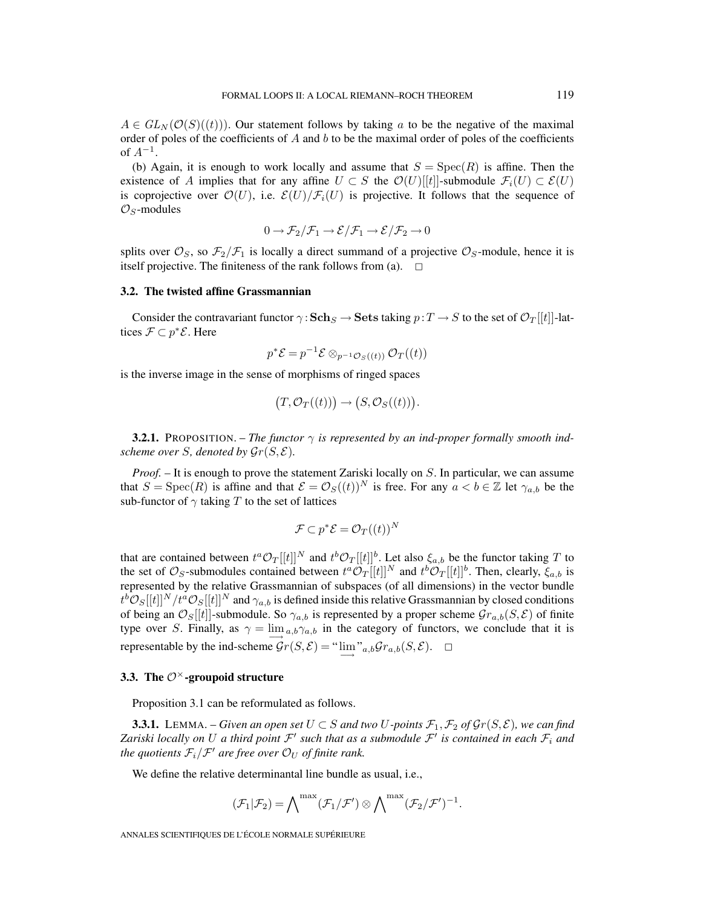$A \in GL_N(\mathcal{O}(S)((t)))$. Our statement follows by taking $a$ to be the negative of the maximal order of poles of the coefficients of $A$ and $b$ to be the maximal order of poles of the coefficients of $A^{-1}$.

(b) Again, it is enough to work locally and assume that $S = \mathrm{Spec}(R)$ is affine. Then the existence of $A$ implies that for any affine $U \subset S$ the $\mathcal{O}(U)[[t]]$-submodule $\mathcal{F}_i(U) \subset \mathcal{E}(U)$ is coprojective over $\mathcal{O}(U)$, i.e. $\mathcal{E}(U)/\mathcal{F}_i(U)$ is projective. It follows that the sequence of $\mathcal{O}_S$-modules

$$0 \to \mathcal{F}_2/\mathcal{F}_1 \to \mathcal{E}/\mathcal{F}_1 \to \mathcal{E}/\mathcal{F}_2 \to 0$$

splits over $\mathcal{O}_S$, so $\mathcal{F}_2/\mathcal{F}_1$ is locally a direct summand of a projective $\mathcal{O}_S$-module, hence it is itself projective. The finiteness of the rank follows from (a). $\square$

### 3.2. The twisted affine Grassmannian

Consider the contravariant functor $\gamma : \mathbf{Sch}_S \to \mathbf{Sets}$ taking $p : T \to S$ to the set of $\mathcal{O}_T[[t]]$-lattices $\mathcal{F} \subset p^*\mathcal{E}$. Here

$$p^*\mathcal{E} = p^{-1}\mathcal{E} \otimes_{p^{-1}\mathcal{O}_S((t))} \mathcal{O}_T((t))$$

is the inverse image in the sense of morphisms of ringed spaces

$$\big(T, \mathcal{O}_T((t))\big) \to \big(S, \mathcal{O}_S((t))\big).$$

**3.2.1.** PROPOSITION. – *The functor $\gamma$ is represented by an ind-proper formally smooth ind-scheme over $S$, denoted by $\mathcal{G}r(S, \mathcal{E})$.*

*Proof.* – It is enough to prove the statement Zariski locally on $S$. In particular, we can assume that $S = \mathrm{Spec}(R)$ is affine and that $\mathcal{E} = \mathcal{O}_S((t))^N$ is free. For any $a < b \in \mathbb{Z}$ let $\gamma_{a,b}$ be the sub-functor of $\gamma$ taking $T$ to the set of lattices

$$\mathcal{F} \subset p^*\mathcal{E} = \mathcal{O}_T((t))^N$$

that are contained between $t^a\mathcal{O}_T[[t]]^N$ and $t^b\mathcal{O}_T[[t]]^b$. Let also $\xi_{a,b}$ be the functor taking $T$ to the set of $\mathcal{O}_S$-submodules contained between $t^a\mathcal{O}_T[[t]]^N$ and $t^b\mathcal{O}_T[[t]]^b$. Then, clearly, $\xi_{a,b}$ is represented by the relative Grassmannian of subspaces (of all dimensions) in the vector bundle $t^b\mathcal{O}_S[[t]]^N/t^a\mathcal{O}_S[[t]]^N$ and $\gamma_{a,b}$ is defined inside this relative Grassmannian by closed conditions of being an $\mathcal{O}_S[[t]]$-submodule. So $\gamma_{a,b}$ is represented by a proper scheme $\mathcal{G}r_{a,b}(S, \mathcal{E})$ of finite type over $S$. Finally, as $\gamma = \varinjlim_{a,b}\gamma_{a,b}$ in the category of functors, we conclude that it is representable by the ind-scheme $\mathcal{G}r(S, \mathcal{E}) = \text{“}\varinjlim\text{”}_{a,b}\mathcal{G}r_{a,b}(S, \mathcal{E})$. $\square$

### 3.3. The $\mathcal{O}^\times$-groupoid structure

Proposition 3.1 can be reformulated as follows.

**3.3.1.** LEMMA. – *Given an open set $U \subset S$ and two $U$-points $\mathcal{F}_1, \mathcal{F}_2$ of $\mathcal{G}r(S, \mathcal{E})$, we can find Zariski locally on $U$ a third point $\mathcal{F}'$ such that as a submodule $\mathcal{F}'$ is contained in each $\mathcal{F}_i$ and the quotients $\mathcal{F}_i/\mathcal{F}'$ are free over $\mathcal{O}_U$ of finite rank.*

We define the relative determinantal line bundle as usual, i.e.,

$$(\mathcal{F}_1|\mathcal{F}_2) = \bigwedge^{\max}(\mathcal{F}_1/\mathcal{F}') \otimes \bigwedge^{\max}(\mathcal{F}_2/\mathcal{F}')^{-1}.$$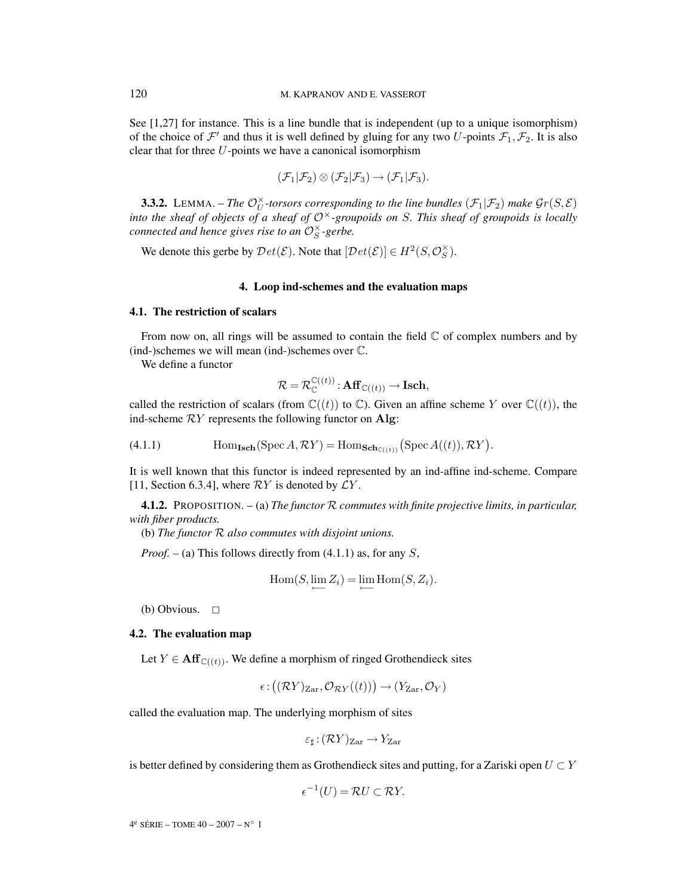See [1,27] for instance. This is a line bundle that is independent (up to a unique isomorphism) of the choice of $\mathcal{F}'$ and thus it is well defined by gluing for any two $U$-points $\mathcal{F}_1, \mathcal{F}_2$. It is also clear that for three $U$-points we have a canonical isomorphism

$$(\mathcal{F}_1|\mathcal{F}_2) \otimes (\mathcal{F}_2|\mathcal{F}_3) \to (\mathcal{F}_1|\mathcal{F}_3).$$

**3.3.2.** LEMMA. – *The $\mathcal{O}_U^\times$-torsors corresponding to the line bundles $(\mathcal{F}_1|\mathcal{F}_2)$ make $\mathcal{G}r(S,\mathcal{E})$ into the sheaf of objects of a sheaf of $\mathcal{O}^\times$-groupoids on $S$. This sheaf of groupoids is locally connected and hence gives rise to an $\mathcal{O}_S^\times$-gerbe.*

We denote this gerbe by $\mathcal{D}et(\mathcal{E})$. Note that $[\mathcal{D}et(\mathcal{E})] \in H^2(S, \mathcal{O}_S^\times)$.

## 4. Loop ind-schemes and the evaluation maps

### 4.1. The restriction of scalars

From now on, all rings will be assumed to contain the field $\mathbb{C}$ of complex numbers and by (ind-)schemes we will mean (ind-)schemes over $\mathbb{C}$.

We define a functor

$$\mathcal{R} = \mathcal{R}_{\mathbb{C}}^{\mathbb{C}((t))} : \mathbf{Aff}_{\mathbb{C}((t))} \to \mathbf{Isch},$$

called the restriction of scalars (from $\mathbb{C}((t))$ to $\mathbb{C}$). Given an affine scheme $Y$ over $\mathbb{C}((t))$, the ind-scheme $\mathcal{R}Y$ represents the following functor on $\mathbf{Alg}$:

$$\text{(4.1.1)} \qquad \operatorname{Hom}_{\mathbf{Isch}}(\operatorname{Spec} A, \mathcal{R}Y) = \operatorname{Hom}_{\mathbf{Sch}_{\mathbb{C}((t))}}\big(\operatorname{Spec} A((t)), \mathcal{R}Y\big).$$

It is well known that this functor is indeed represented by an ind-affine ind-scheme. Compare [11, Section 6.3.4], where $\mathcal{R}Y$ is denoted by $\mathcal{L}Y$.

**4.1.2.** PROPOSITION. – (a) *The functor $\mathcal{R}$ commutes with finite projective limits, in particular, with fiber products.*

(b) *The functor $\mathcal{R}$ also commutes with disjoint unions.*

*Proof.* – (a) This follows directly from (4.1.1) as, for any $S$,

$$\operatorname{Hom}(S, \varprojlim Z_i) = \varprojlim \operatorname{Hom}(S, Z_i).$$

(b) Obvious. □

### 4.2. The evaluation map

Let $Y \in \mathbf{Aff}_{\mathbb{C}((t))}$. We define a morphism of ringed Grothendieck sites

$$\epsilon : \big((\mathcal{R}Y)_{\mathrm{Zar}}, \mathcal{O}_{\mathcal{R}Y}((t))\big) \to (Y_{\mathrm{Zar}}, \mathcal{O}_Y)$$

called the evaluation map. The underlying morphism of sites

$$\varepsilon_\sharp : (\mathcal{R}Y)_{\mathrm{Zar}} \to Y_{\mathrm{Zar}}$$

is better defined by considering them as Grothendieck sites and putting, for a Zariski open $U \subset Y$

$$\epsilon^{-1}(U) = \mathcal{R}U \subset \mathcal{R}Y.$$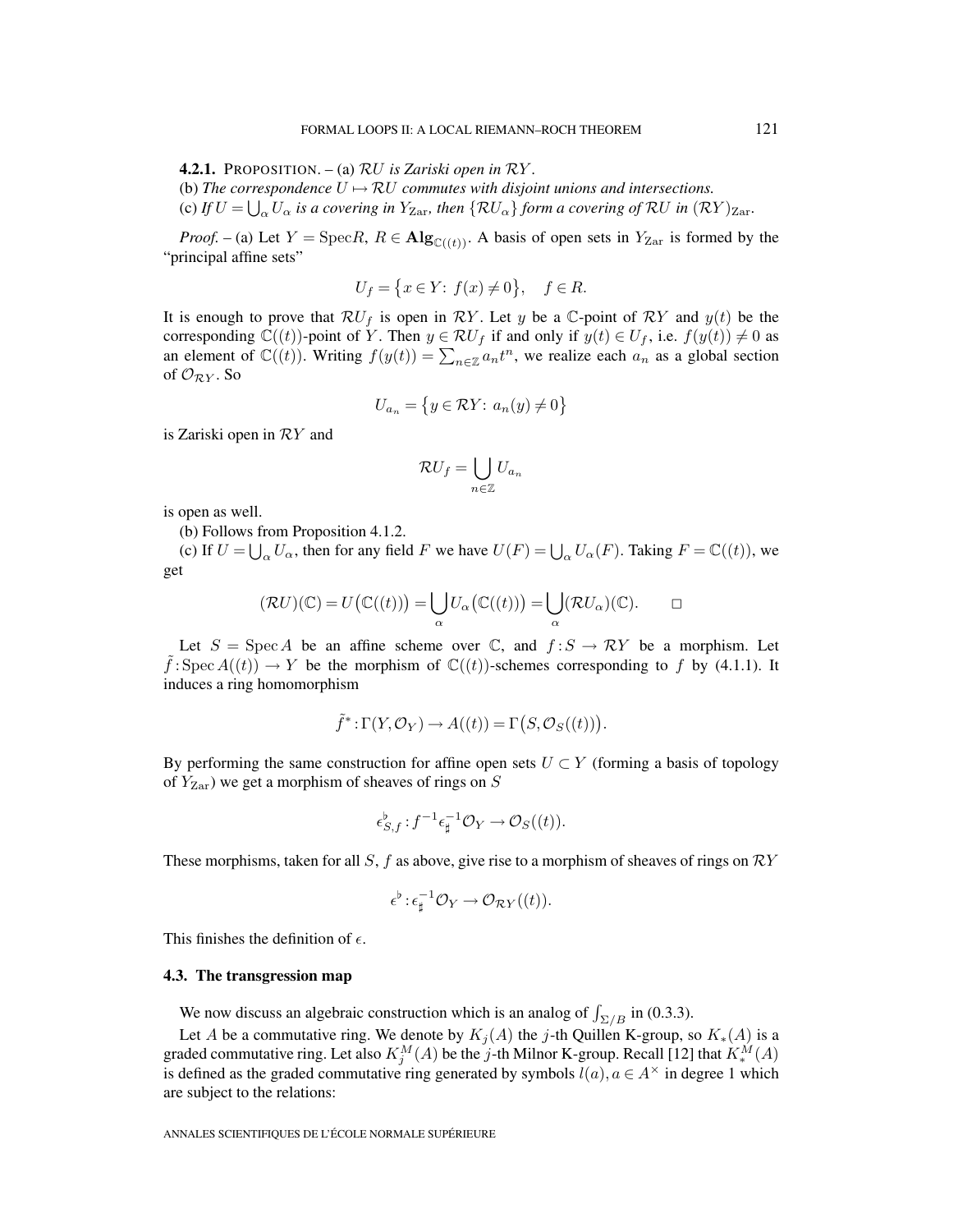**4.2.1.** PROPOSITION. – (a) *$\mathcal{R}U$ is Zariski open in $\mathcal{R}Y$.*

(b) *The correspondence $U \mapsto \mathcal{R}U$ commutes with disjoint unions and intersections.*

(c) *If $U = \bigcup_\alpha U_\alpha$ is a covering in $Y_{\mathrm{Zar}}$, then $\{\mathcal{R}U_\alpha\}$ form a covering of $\mathcal{R}U$ in $(\mathcal{R}Y)_{\mathrm{Zar}}$.*

*Proof.* – (a) Let $Y = \mathrm{Spec} R$, $R \in \mathbf{Alg}_{\mathbb{C}((t))}$. A basis of open sets in $Y_{\mathrm{Zar}}$ is formed by the "principal affine sets"

$$U_f = \{x \in Y\colon\ f(x) \neq 0\}, \quad f \in R.$$

It is enough to prove that $\mathcal{R}U_f$ is open in $\mathcal{R}Y$. Let $y$ be a $\mathbb{C}$-point of $\mathcal{R}Y$ and $y(t)$ be the corresponding $\mathbb{C}((t))$-point of $Y$. Then $y \in \mathcal{R}U_f$ if and only if $y(t) \in U_f$, i.e. $f(y(t)) \neq 0$ as an element of $\mathbb{C}((t))$. Writing $f(y(t)) = \sum_{n\in\mathbb{Z}} a_n t^n$, we realize each $a_n$ as a global section of $\mathcal{O}_{\mathcal{R}Y}$. So

$$U_{a_n} = \{y \in \mathcal{R}Y\colon\ a_n(y) \neq 0\}$$

is Zariski open in $\mathcal{R}Y$ and

$$\mathcal{R}U_f = \bigcup_{n\in\mathbb{Z}} U_{a_n}$$

is open as well.

(b) Follows from Proposition 4.1.2.

(c) If $U = \bigcup_\alpha U_\alpha$, then for any field $F$ we have $U(F) = \bigcup_\alpha U_\alpha(F)$. Taking $F = \mathbb{C}((t))$, we get

$$(\mathcal{R}U)(\mathbb{C}) = U\big(\mathbb{C}((t))\big) = \bigcup_\alpha U_\alpha\big(\mathbb{C}((t))\big) = \bigcup_\alpha (\mathcal{R}U_\alpha)(\mathbb{C}). \qquad \square$$

Let $S = \mathrm{Spec}\, A$ be an affine scheme over $\mathbb{C}$, and $f\colon S \to \mathcal{R}Y$ be a morphism. Let $\tilde{f}\colon \mathrm{Spec}\, A((t)) \to Y$ be the morphism of $\mathbb{C}((t))$-schemes corresponding to $f$ by (4.1.1). It induces a ring homomorphism

$$\tilde{f}^*\colon \Gamma(Y, \mathcal{O}_Y) \to A((t)) = \Gamma\big(S, \mathcal{O}_S((t))\big).$$

By performing the same construction for affine open sets $U \subset Y$ (forming a basis of topology of $Y_{\mathrm{Zar}}$) we get a morphism of sheaves of rings on $S$

$$\epsilon^\flat_{S,f}\colon f^{-1}\epsilon_\sharp^{-1}\mathcal{O}_Y \to \mathcal{O}_S((t)).$$

These morphisms, taken for all $S$, $f$ as above, give rise to a morphism of sheaves of rings on $\mathcal{R}Y$

$$\epsilon^\flat\colon \epsilon_\sharp^{-1}\mathcal{O}_Y \to \mathcal{O}_{\mathcal{R}Y}((t)).$$

This finishes the definition of $\epsilon$.

### 4.3. The transgression map

We now discuss an algebraic construction which is an analog of $\int_{\Sigma/B}$ in (0.3.3).

Let $A$ be a commutative ring. We denote by $K_j(A)$ the $j$-th Quillen K-group, so $K_*(A)$ is a graded commutative ring. Let also $K_j^M(A)$ be the $j$-th Milnor K-group. Recall [12] that $K_*^M(A)$ is defined as the graded commutative ring generated by symbols $l(a), a \in A^\times$ in degree 1 which are subject to the relations: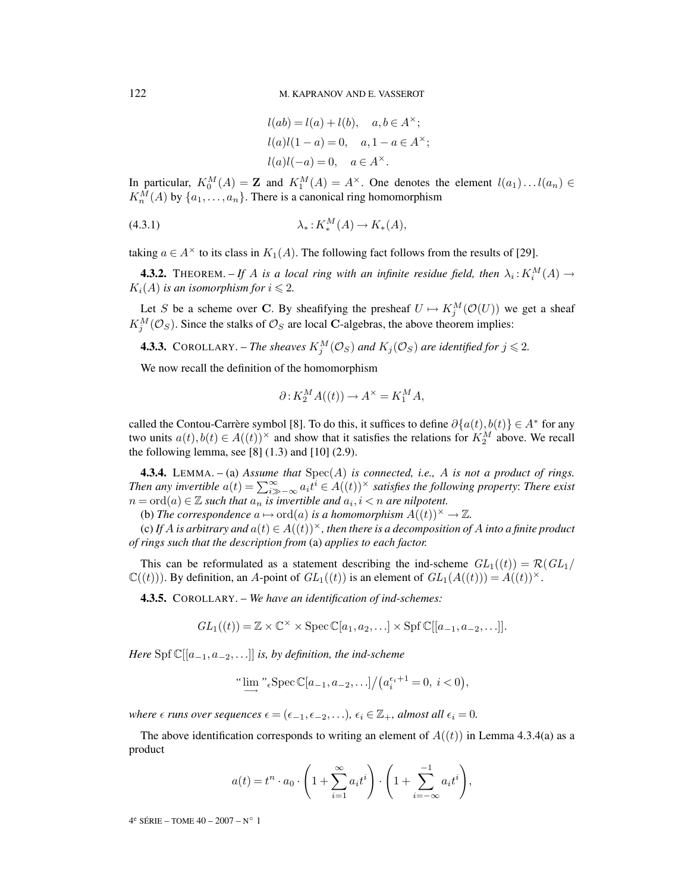$$l(ab) = l(a) + l(b), \quad a, b \in A^\times;$$
$$l(a)l(1-a) = 0, \quad a, 1-a \in A^\times;$$
$$l(a)l(-a) = 0, \quad a \in A^\times.$$

In particular, $K_0^M(A) = \mathbf{Z}$ and $K_1^M(A) = A^\times$. One denotes the element $l(a_1)\ldots l(a_n) \in K_n^M(A)$ by $\{a_1, \ldots, a_n\}$. There is a canonical ring homomorphism

$$\lambda_* : K_*^M(A) \to K_*(A), \tag{4.3.1}$$

taking $a \in A^\times$ to its class in $K_1(A)$. The following fact follows from the results of [29].

**4.3.2.** THEOREM. – *If $A$ is a local ring with an infinite residue field, then $\lambda_i : K_i^M(A) \to K_i(A)$ is an isomorphism for $i \leqslant 2$.*

Let $S$ be a scheme over $\mathbf{C}$. By sheafifying the presheaf $U \mapsto K_j^M(\mathcal{O}(U))$ we get a sheaf $K_j^M(\mathcal{O}_S)$. Since the stalks of $\mathcal{O}_S$ are local $\mathbf{C}$-algebras, the above theorem implies:

**4.3.3.** COROLLARY. – *The sheaves $K_j^M(\mathcal{O}_S)$ and $K_j(\mathcal{O}_S)$ are identified for $j \leqslant 2$.*

We now recall the definition of the homomorphism

$$\partial : K_2^M A((t)) \to A^\times = K_1^M A,$$

called the Contou-Carrère symbol [8]. To do this, it suffices to define $\partial\{a(t), b(t)\} \in A^*$ for any two units $a(t), b(t) \in A((t))^\times$ and show that it satisfies the relations for $K_2^M$ above. We recall the following lemma, see [8] (1.3) and [10] (2.9).

**4.3.4.** LEMMA. – (a) *Assume that $\mathrm{Spec}(A)$ is connected, i.e., $A$ is not a product of rings. Then any invertible $a(t) = \sum_{i \gg -\infty}^{\infty} a_i t^i \in A((t))^\times$ satisfies the following property: There exist $n = \mathrm{ord}(a) \in \mathbb{Z}$ such that $a_n$ is invertible and $a_i, i < n$ are nilpotent.*

(b) *The correspondence $a \mapsto \mathrm{ord}(a)$ is a homomorphism $A((t))^\times \to \mathbb{Z}$.*

(c) *If $A$ is arbitrary and $a(t) \in A((t))^\times$, then there is a decomposition of $A$ into a finite product of rings such that the description from* (a) *applies to each factor.*

This can be reformulated as a statement describing the ind-scheme $GL_1((t)) = \mathcal{R}(GL_1/\mathbb{C}((t)))$. By definition, an $A$-point of $GL_1((t))$ is an element of $GL_1(A((t))) = A((t))^\times$.

**4.3.5.** COROLLARY. – *We have an identification of ind-schemes:*

$$GL_1((t)) = \mathbb{Z} \times \mathbb{C}^\times \times \mathrm{Spec}\,\mathbb{C}[a_1, a_2, \ldots] \times \mathrm{Spf}\,\mathbb{C}[[a_{-1}, a_{-2}, \ldots]].$$

*Here $\mathrm{Spf}\,\mathbb{C}[[a_{-1}, a_{-2}, \ldots]]$ is, by definition, the ind-scheme*

$$\text{“}\varinjlim\text{”}_\epsilon \mathrm{Spec}\,\mathbb{C}[a_{-1}, a_{-2}, \ldots]/\big(a_i^{\epsilon_i+1} = 0,\ i < 0\big),$$

*where $\epsilon$ runs over sequences $\epsilon = (\epsilon_{-1}, \epsilon_{-2}, \ldots)$, $\epsilon_i \in \mathbb{Z}_+$, almost all $\epsilon_i = 0$.*

The above identification corresponds to writing an element of $A((t))$ in Lemma 4.3.4(a) as a product

$$a(t) = t^n \cdot a_0 \cdot \left(1 + \sum_{i=1}^{\infty} a_i t^i\right) \cdot \left(1 + \sum_{i=-\infty}^{-1} a_i t^i\right),$$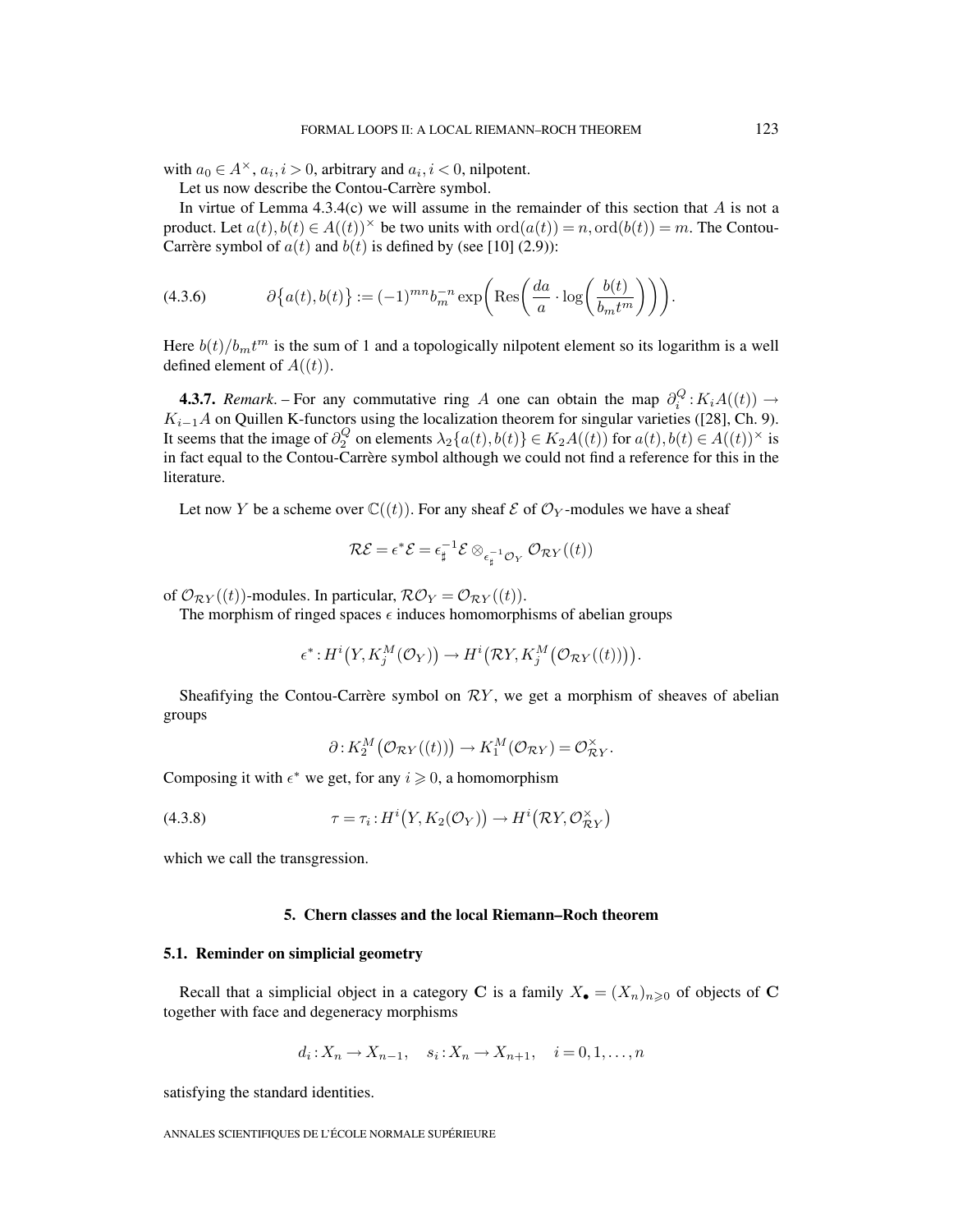with $a_0 \in A^\times$, $a_i, i > 0$, arbitrary and $a_i, i < 0$, nilpotent.

Let us now describe the Contou-Carrère symbol.

In virtue of Lemma 4.3.4(c) we will assume in the remainder of this section that $A$ is not a product. Let $a(t), b(t) \in A((t))^\times$ be two units with $\mathrm{ord}(a(t)) = n, \mathrm{ord}(b(t)) = m$. The Contou-Carrère symbol of $a(t)$ and $b(t)$ is defined by (see [10] (2.9)):

$$\partial\{a(t), b(t)\} := (-1)^{mn} b_m^{-n} \exp\left(\mathrm{Res}\left(\frac{da}{a} \cdot \log\left(\frac{b(t)}{b_m t^m}\right)\right)\right). \tag{4.3.6}$$

Here $b(t)/b_m t^m$ is the sum of 1 and a topologically nilpotent element so its logarithm is a well defined element of $A((t))$.

**4.3.7.** *Remark*. – For any commutative ring $A$ one can obtain the map $\partial_i^Q : K_i A((t)) \to K_{i-1} A$ on Quillen K-functors using the localization theorem for singular varieties ([28], Ch. 9). It seems that the image of $\partial_2^Q$ on elements $\lambda_2\{a(t), b(t)\} \in K_2 A((t))$ for $a(t), b(t) \in A((t))^\times$ is in fact equal to the Contou-Carrère symbol although we could not find a reference for this in the literature.

Let now $Y$ be a scheme over $\mathbb{C}((t))$. For any sheaf $\mathcal{E}$ of $\mathcal{O}_Y$-modules we have a sheaf

$$\mathcal{R}\mathcal{E} = \epsilon^* \mathcal{E} = \epsilon_\sharp^{-1} \mathcal{E} \otimes_{\epsilon_\sharp^{-1} \mathcal{O}_Y} \mathcal{O}_{\mathcal{R}Y}((t))$$

of $\mathcal{O}_{\mathcal{R}Y}((t))$-modules. In particular, $\mathcal{R}\mathcal{O}_Y = \mathcal{O}_{\mathcal{R}Y}((t))$.

The morphism of ringed spaces $\epsilon$ induces homomorphisms of abelian groups

$$\epsilon^* : H^i\big(Y, K_j^M(\mathcal{O}_Y)\big) \to H^i\big(\mathcal{R}Y, K_j^M\big(\mathcal{O}_{\mathcal{R}Y}((t))\big)\big).$$

Sheafifying the Contou-Carrère symbol on $\mathcal{R}Y$, we get a morphism of sheaves of abelian groups

$$\partial : K_2^M\big(\mathcal{O}_{\mathcal{R}Y}((t))\big) \to K_1^M(\mathcal{O}_{\mathcal{R}Y}) = \mathcal{O}_{\mathcal{R}Y}^\times.$$

Composing it with $\epsilon^*$ we get, for any $i \geqslant 0$, a homomorphism

$$\tau = \tau_i : H^i\big(Y, K_2(\mathcal{O}_Y)\big) \to H^i\big(\mathcal{R}Y, \mathcal{O}_{\mathcal{R}Y}^\times\big) \tag{4.3.8}$$

which we call the transgression.

## 5. Chern classes and the local Riemann–Roch theorem

### 5.1. Reminder on simplicial geometry

Recall that a simplicial object in a category $\mathbf{C}$ is a family $X_\bullet = (X_n)_{n \geqslant 0}$ of objects of $\mathbf{C}$ together with face and degeneracy morphisms

$$d_i : X_n \to X_{n-1}, \quad s_i : X_n \to X_{n+1}, \quad i = 0, 1, \ldots, n$$

satisfying the standard identities.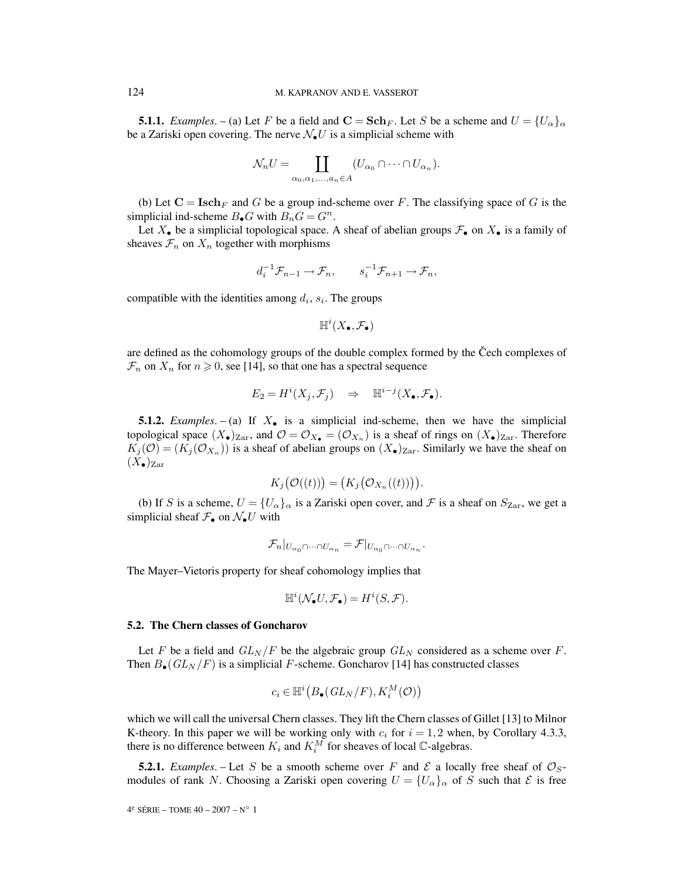**5.1.1.** *Examples*. – (a) Let $F$ be a field and $\mathbf{C} = \mathbf{Sch}_F$. Let $S$ be a scheme and $U = \{U_\alpha\}_\alpha$ be a Zariski open covering. The nerve $\mathcal{N}_\bullet U$ is a simplicial scheme with

$$\mathcal{N}_n U = \coprod_{\alpha_0, \alpha_1, \ldots, a_n \in A} (U_{\alpha_0} \cap \cdots \cap U_{\alpha_n}).$$

(b) Let $\mathbf{C} = \mathbf{Isch}_F$ and $G$ be a group ind-scheme over $F$. The classifying space of $G$ is the simplicial ind-scheme $B_\bullet G$ with $B_n G = G^n$.

Let $X_\bullet$ be a simplicial topological space. A sheaf of abelian groups $\mathcal{F}_\bullet$ on $X_\bullet$ is a family of sheaves $\mathcal{F}_n$ on $X_n$ together with morphisms

$$d_i^{-1}\mathcal{F}_{n-1} \to \mathcal{F}_n, \qquad s_i^{-1}\mathcal{F}_{n+1} \to \mathcal{F}_n,$$

compatible with the identities among $d_i$, $s_i$. The groups

$$\mathbb{H}^i(X_\bullet, \mathcal{F}_\bullet)$$

are defined as the cohomology groups of the double complex formed by the Čech complexes of $\mathcal{F}_n$ on $X_n$ for $n \geqslant 0$, see [14], so that one has a spectral sequence

$$E_2 = H^i(X_j, \mathcal{F}_j) \quad \Rightarrow \quad \mathbb{H}^{i-j}(X_\bullet, \mathcal{F}_\bullet).$$

**5.1.2.** *Examples*. – (a) If $X_\bullet$ is a simplicial ind-scheme, then we have the simplicial topological space $(X_\bullet)_{\mathrm{Zar}}$, and $\mathcal{O} = \mathcal{O}_{X_\bullet} = (\mathcal{O}_{X_n})$ is a sheaf of rings on $(X_\bullet)_{\mathrm{Zar}}$. Therefore $K_j(\mathcal{O}) = (K_j(\mathcal{O}_{X_n}))$ is a sheaf of abelian groups on $(X_\bullet)_{\mathrm{Zar}}$. Similarly we have the sheaf on $(X_\bullet)_{\mathrm{Zar}}$

$$K_j\big(\mathcal{O}((t))\big) = \big(K_j\big(\mathcal{O}_{X_n}((t))\big)\big).$$

(b) If $S$ is a scheme, $U = \{U_\alpha\}_\alpha$ is a Zariski open cover, and $\mathcal{F}$ is a sheaf on $S_{\mathrm{Zar}}$, we get a simplicial sheaf $\mathcal{F}_\bullet$ on $\mathcal{N}_\bullet U$ with

$$\mathcal{F}_n|_{U_{\alpha_0} \cap \cdots \cap U_{\alpha_n}} = \mathcal{F}|_{U_{\alpha_0} \cap \cdots \cap U_{\alpha_n}}.$$

The Mayer–Vietoris property for sheaf cohomology implies that

$$\mathbb{H}^i(\mathcal{N}_\bullet U, \mathcal{F}_\bullet) = H^i(S, \mathcal{F}).$$

### 5.2. The Chern classes of Goncharov

Let $F$ be a field and $GL_N/F$ be the algebraic group $GL_N$ considered as a scheme over $F$. Then $B_\bullet(GL_N/F)$ is a simplicial $F$-scheme. Goncharov [14] has constructed classes

$$c_i \in \mathbb{H}^i\big(B_\bullet(GL_N/F), K_i^M(\mathcal{O})\big)$$

which we will call the universal Chern classes. They lift the Chern classes of Gillet [13] to Milnor K-theory. In this paper we will be working only with $c_i$ for $i = 1, 2$ when, by Corollary 4.3.3, there is no difference between $K_i$ and $K_i^M$ for sheaves of local $\mathbb{C}$-algebras.

**5.2.1.** *Examples*. – Let $S$ be a smooth scheme over $F$ and $\mathcal{E}$ a locally free sheaf of $\mathcal{O}_S$-modules of rank $N$. Choosing a Zariski open covering $U = \{U_\alpha\}_\alpha$ of $S$ such that $\mathcal{E}$ is free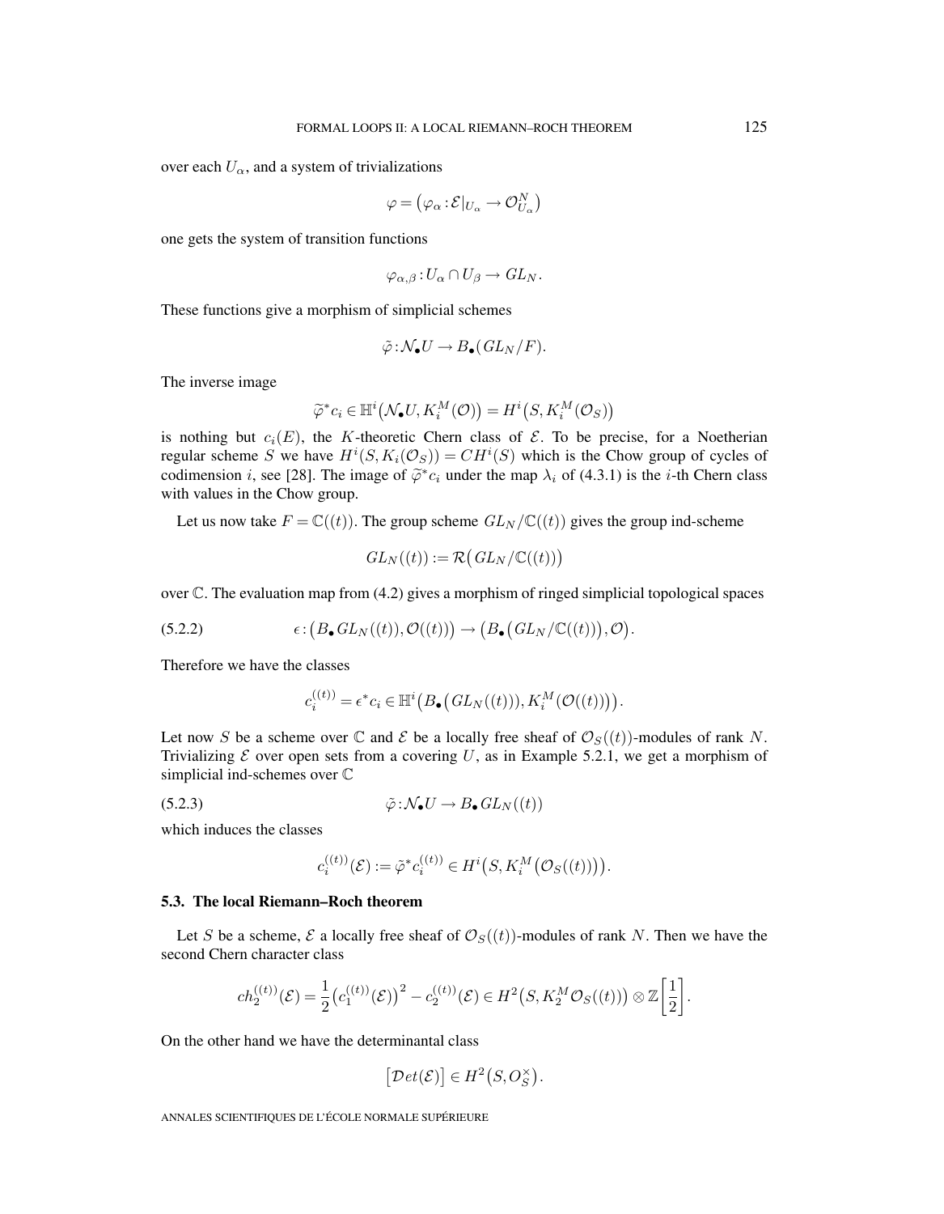over each $U_\alpha$, and a system of trivializations

$$\varphi = \left(\varphi_\alpha : \mathcal{E}|_{U_\alpha} \to \mathcal{O}_{U_\alpha}^N\right)$$

one gets the system of transition functions

$$\varphi_{\alpha,\beta} : U_\alpha \cap U_\beta \to GL_N.$$

These functions give a morphism of simplicial schemes

$$\tilde{\varphi} : \mathcal{N}_\bullet U \to B_\bullet(GL_N/F).$$

The inverse image

$$\widetilde{\varphi}^* c_i \in \mathbb{H}^i\left(\mathcal{N}_\bullet U, K_i^M(\mathcal{O})\right) = H^i\left(S, K_i^M(\mathcal{O}_S)\right)$$

is nothing but $c_i(E)$, the $K$-theoretic Chern class of $\mathcal{E}$. To be precise, for a Noetherian regular scheme $S$ we have $H^i(S, K_i(\mathcal{O}_S)) = CH^i(S)$ which is the Chow group of cycles of codimension $i$, see [28]. The image of $\widetilde{\varphi}^* c_i$ under the map $\lambda_i$ of (4.3.1) is the $i$-th Chern class with values in the Chow group.

Let us now take $F = \mathbb{C}((t))$. The group scheme $GL_N/\mathbb{C}((t))$ gives the group ind-scheme

$$GL_N((t)) := \mathcal{R}\left(GL_N/\mathbb{C}((t))\right)$$

over $\mathbb{C}$. The evaluation map from (4.2) gives a morphism of ringed simplicial topological spaces

$$\epsilon : \left(B_\bullet\, GL_N((t)), \mathcal{O}((t))\right) \to \left(B_\bullet\left(GL_N/\mathbb{C}((t))\right), \mathcal{O}\right). \tag{5.2.2}$$

Therefore we have the classes

$$c_i^{((t))} = \epsilon^* c_i \in \mathbb{H}^i\left(B_\bullet\left(GL_N((t))\right), K_i^M\left(\mathcal{O}((t))\right)\right).$$

Let now $S$ be a scheme over $\mathbb{C}$ and $\mathcal{E}$ be a locally free sheaf of $\mathcal{O}_S((t))$-modules of rank $N$. Trivializing $\mathcal{E}$ over open sets from a covering $U$, as in Example 5.2.1, we get a morphism of simplicial ind-schemes over $\mathbb{C}$

$$\tilde{\varphi} : \mathcal{N}_\bullet U \to B_\bullet\, GL_N((t)) \tag{5.2.3}$$

which induces the classes

$$c_i^{((t))}(\mathcal{E}) := \tilde{\varphi}^* c_i^{((t))} \in H^i\left(S, K_i^M\left(\mathcal{O}_S((t))\right)\right).$$

### 5.3. The local Riemann–Roch theorem

Let $S$ be a scheme, $\mathcal{E}$ a locally free sheaf of $\mathcal{O}_S((t))$-modules of rank $N$. Then we have the second Chern character class

$$ch_2^{((t))}(\mathcal{E}) = \frac{1}{2}\left(c_1^{((t))}(\mathcal{E})\right)^2 - c_2^{((t))}(\mathcal{E}) \in H^2\left(S, K_2^M \mathcal{O}_S((t))\right) \otimes \mathbb{Z}\left[\frac{1}{2}\right].$$

On the other hand we have the determinantal class

$$\left[\mathcal{D}et(\mathcal{E})\right] \in H^2\left(S, O_S^\times\right).$$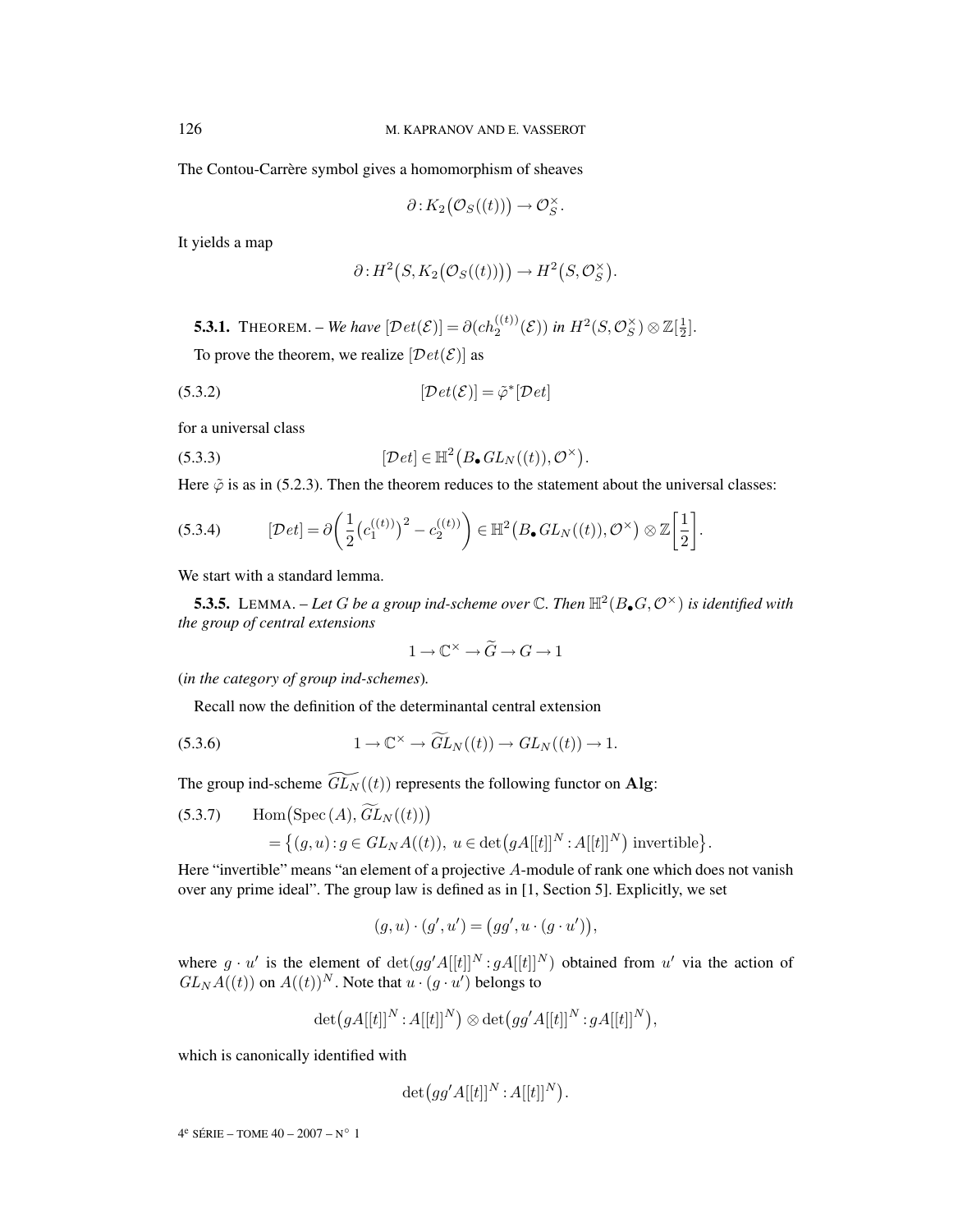The Contou-Carrère symbol gives a homomorphism of sheaves

$$\partial : K_2\big(\mathcal{O}_S((t))\big) \to \mathcal{O}_S^\times.$$

It yields a map

$$\partial : H^2\big(S, K_2\big(\mathcal{O}_S((t))\big)\big) \to H^2\big(S, \mathcal{O}_S^\times\big).$$

**5.3.1.** THEOREM. – *We have* $[\mathcal{D}et(\mathcal{E})] = \partial(ch_2^{((t))}(\mathcal{E}))$ *in* $H^2(S, \mathcal{O}_S^\times) \otimes \mathbb{Z}[\frac{1}{2}]$.

To prove the theorem, we realize $[\mathcal{D}et(\mathcal{E})]$ as

$$[\mathcal{D}et(\mathcal{E})] = \tilde{\varphi}^*[\mathcal{D}et] \tag{5.3.2}$$

for a universal class

$$[\mathcal{D}et] \in \mathbb{H}^2\big(B_\bullet GL_N((t)), \mathcal{O}^\times\big). \tag{5.3.3}$$

Here $\tilde{\varphi}$ is as in (5.2.3). Then the theorem reduces to the statement about the universal classes:

$$[\mathcal{D}et] = \partial\left(\frac{1}{2}\big(c_1^{((t))}\big)^2 - c_2^{((t))}\right) \in \mathbb{H}^2\big(B_\bullet GL_N((t)), \mathcal{O}^\times\big) \otimes \mathbb{Z}\left[\frac{1}{2}\right]. \tag{5.3.4}$$

We start with a standard lemma.

**5.3.5.** LEMMA. – *Let $G$ be a group ind-scheme over $\mathbb{C}$. Then $\mathbb{H}^2(B_\bullet G, \mathcal{O}^\times)$ is identified with the group of central extensions*

$$1 \to \mathbb{C}^\times \to \widetilde{G} \to G \to 1$$

(*in the category of group ind-schemes*).

Recall now the definition of the determinantal central extension

$$1 \to \mathbb{C}^\times \to \widetilde{GL}_N((t)) \to GL_N((t)) \to 1. \tag{5.3.6}$$

The group ind-scheme $\widetilde{GL_N}((t))$ represents the following functor on **Alg**:

$$\begin{aligned}(5.3.7)\qquad &\operatorname{Hom}\big(\operatorname{Spec}(A), \widetilde{GL}_N((t))\big)\\ &= \big\{(g,u) : g \in GL_N A((t)),\ u \in \det\big(gA[[t]]^N : A[[t]]^N\big) \text{ invertible}\big\}.\end{aligned}$$

Here "invertible" means "an element of a projective $A$-module of rank one which does not vanish over any prime ideal". The group law is defined as in [1, Section 5]. Explicitly, we set

$$(g,u)\cdot(g',u') = \big(gg', u\cdot(g\cdot u')\big),$$

where $g\cdot u'$ is the element of $\det(gg'A[[t]]^N : gA[[t]]^N)$ obtained from $u'$ via the action of $GL_N A((t))$ on $A((t))^N$. Note that $u\cdot(g\cdot u')$ belongs to

$$\det\big(gA[[t]]^N : A[[t]]^N\big) \otimes \det\big(gg'A[[t]]^N : gA[[t]]^N\big),$$

which is canonically identified with

$$\det\big(gg'A[[t]]^N : A[[t]]^N\big).$$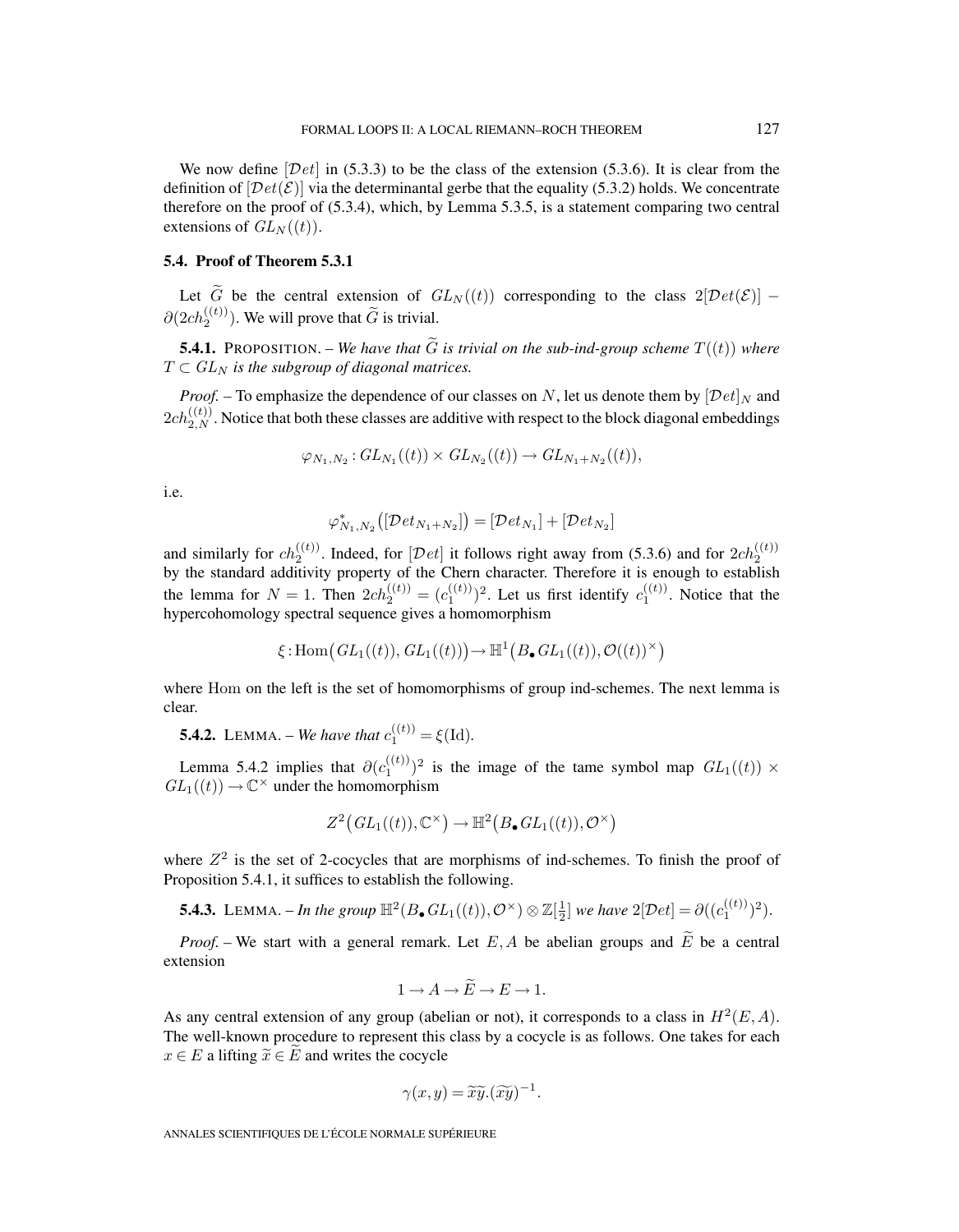We now define $[\mathcal{D}et]$ in (5.3.3) to be the class of the extension (5.3.6). It is clear from the definition of $[\mathcal{D}et(\mathcal{E})]$ via the determinantal gerbe that the equality (5.3.2) holds. We concentrate therefore on the proof of (5.3.4), which, by Lemma 5.3.5, is a statement comparing two central extensions of $GL_N((t))$.

### 5.4. Proof of Theorem 5.3.1

Let $\widetilde{G}$ be the central extension of $GL_N((t))$ corresponding to the class $2[\mathcal{D}et(\mathcal{E})] - \partial(2ch_2^{((t))})$. We will prove that $\widetilde{G}$ is trivial.

**5.4.1.** PROPOSITION. – *We have that $\widetilde{G}$ is trivial on the sub-ind-group scheme $T((t))$ where $T \subset GL_N$ is the subgroup of diagonal matrices.*

*Proof.* – To emphasize the dependence of our classes on $N$, let us denote them by $[\mathcal{D}et]_N$ and $2ch_{2,N}^{((t))}$. Notice that both these classes are additive with respect to the block diagonal embeddings

$$\varphi_{N_1,N_2} : GL_{N_1}((t)) \times GL_{N_2}((t)) \to GL_{N_1+N_2}((t)),$$

i.e.

$$\varphi_{N_1,N_2}^*\big([\mathcal{D}et_{N_1+N_2}]\big) = [\mathcal{D}et_{N_1}] + [\mathcal{D}et_{N_2}]$$

and similarly for $ch_2^{((t))}$. Indeed, for $[\mathcal{D}et]$ it follows right away from (5.3.6) and for $2ch_2^{((t))}$ by the standard additivity property of the Chern character. Therefore it is enough to establish the lemma for $N = 1$. Then $2ch_2^{((t))} = (c_1^{((t))})^2$. Let us first identify $c_1^{((t))}$. Notice that the hypercohomology spectral sequence gives a homomorphism

$$\xi : \operatorname{Hom}\big(GL_1((t)), GL_1((t))\big) \to \mathbb{H}^1\big(B_\bullet GL_1((t)), \mathcal{O}((t))^\times\big)$$

where Hom on the left is the set of homomorphisms of group ind-schemes. The next lemma is clear.

**5.4.2.** LEMMA. – *We have that $c_1^{((t))} = \xi(\mathrm{Id})$.*

Lemma 5.4.2 implies that $\partial(c_1^{((t))})^2$ is the image of the tame symbol map $GL_1((t)) \times GL_1((t)) \to \mathbb{C}^\times$ under the homomorphism

$$Z^2\big(GL_1((t)), \mathbb{C}^\times\big) \to \mathbb{H}^2\big(B_\bullet GL_1((t)), \mathcal{O}^\times\big)$$

where $Z^2$ is the set of 2-cocycles that are morphisms of ind-schemes. To finish the proof of Proposition 5.4.1, it suffices to establish the following.

**5.4.3.** LEMMA. – *In the group $\mathbb{H}^2(B_\bullet GL_1((t)), \mathcal{O}^\times) \otimes \mathbb{Z}[\frac{1}{2}]$ we have $2[\mathcal{D}et] = \partial((c_1^{((t))})^2)$.*

*Proof.* – We start with a general remark. Let $E, A$ be abelian groups and $\widetilde{E}$ be a central extension

$$1 \to A \to \widetilde{E} \to E \to 1.$$

As any central extension of any group (abelian or not), it corresponds to a class in $H^2(E, A)$. The well-known procedure to represent this class by a cocycle is as follows. One takes for each $x \in E$ a lifting $\widetilde{x} \in \widetilde{E}$ and writes the cocycle

$$\gamma(x, y) = \widetilde{x}\widetilde{y}.(\widetilde{xy})^{-1}.$$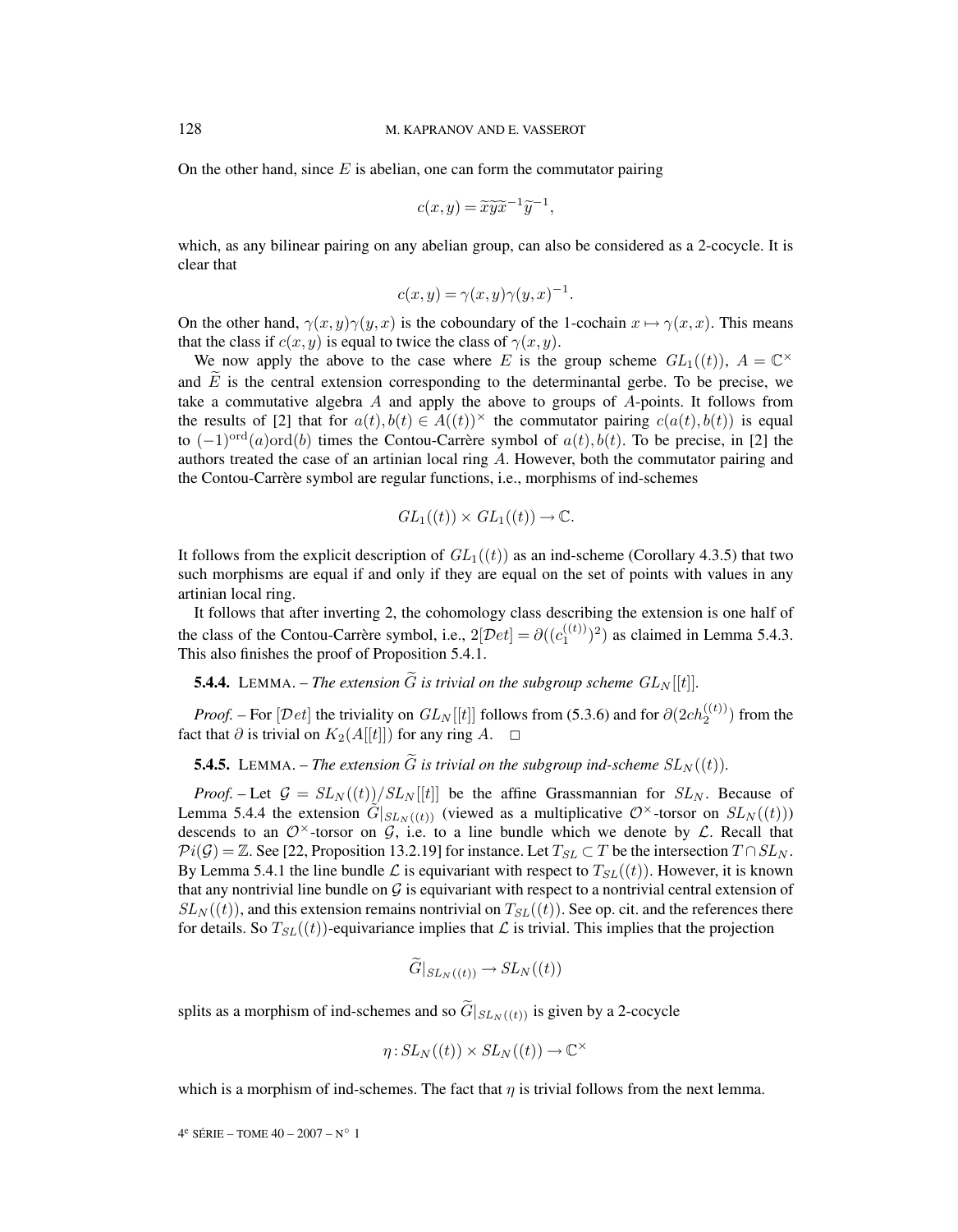On the other hand, since $E$ is abelian, one can form the commutator pairing

$$c(x,y) = \widetilde{x}\widetilde{y}\widetilde{x}^{-1}\widetilde{y}^{-1},$$

which, as any bilinear pairing on any abelian group, can also be considered as a 2-cocycle. It is clear that

$$c(x,y) = \gamma(x,y)\gamma(y,x)^{-1}.$$

On the other hand, $\gamma(x,y)\gamma(y,x)$ is the coboundary of the 1-cochain $x \mapsto \gamma(x,x)$. This means that the class if $c(x,y)$ is equal to twice the class of $\gamma(x,y)$.

We now apply the above to the case where $E$ is the group scheme $GL_1((t))$, $A = \mathbb{C}^\times$ and $\widetilde{E}$ is the central extension corresponding to the determinantal gerbe. To be precise, we take a commutative algebra $A$ and apply the above to groups of $A$-points. It follows from the results of [2] that for $a(t), b(t) \in A((t))^\times$ the commutator pairing $c(a(t), b(t))$ is equal to $(-1)^{\mathrm{ord}}(a)\mathrm{ord}(b)$ times the Contou-Carrère symbol of $a(t), b(t)$. To be precise, in [2] the authors treated the case of an artinian local ring $A$. However, both the commutator pairing and the Contou-Carrère symbol are regular functions, i.e., morphisms of ind-schemes

$$GL_1((t)) \times GL_1((t)) \to \mathbb{C}.$$

It follows from the explicit description of $GL_1((t))$ as an ind-scheme (Corollary 4.3.5) that two such morphisms are equal if and only if they are equal on the set of points with values in any artinian local ring.

It follows that after inverting 2, the cohomology class describing the extension is one half of the class of the Contou-Carrère symbol, i.e., $2[\mathcal{D}et] = \partial((c_1^{((t))})^2)$ as claimed in Lemma 5.4.3. This also finishes the proof of Proposition 5.4.1.

**5.4.4.** LEMMA. – *The extension $\widetilde{G}$ is trivial on the subgroup scheme $GL_N[[t]]$.*

*Proof.* – For $[\mathcal{D}et]$ the triviality on $GL_N[[t]]$ follows from (5.3.6) and for $\partial(2ch_2^{((t))})$ from the fact that $\partial$ is trivial on $K_2(A[[t]])$ for any ring $A$. □

**5.4.5.** LEMMA. – *The extension $\widetilde{G}$ is trivial on the subgroup ind-scheme $SL_N((t))$.*

*Proof.* – Let $\mathcal{G} = SL_N((t))/SL_N[[t]]$ be the affine Grassmannian for $SL_N$. Because of Lemma 5.4.4 the extension $\widetilde{G}|_{SL_N((t))}$ (viewed as a multiplicative $\mathcal{O}^\times$-torsor on $SL_N((t))$) descends to an $\mathcal{O}^\times$-torsor on $\mathcal{G}$, i.e. to a line bundle which we denote by $\mathcal{L}$. Recall that $\mathcal{P}i(\mathcal{G}) = \mathbb{Z}$. See [22, Proposition 13.2.19] for instance. Let $T_{SL} \subset T$ be the intersection $T \cap SL_N$. By Lemma 5.4.1 the line bundle $\mathcal{L}$ is equivariant with respect to $T_{SL}((t))$. However, it is known that any nontrivial line bundle on $\mathcal{G}$ is equivariant with respect to a nontrivial central extension of $SL_N((t))$, and this extension remains nontrivial on $T_{SL}((t))$. See op. cit. and the references there for details. So $T_{SL}((t))$-equivariance implies that $\mathcal{L}$ is trivial. This implies that the projection

$$\widetilde{G}|_{SL_N((t))} \to SL_N((t))$$

splits as a morphism of ind-schemes and so $\widetilde{G}|_{SL_N((t))}$ is given by a 2-cocycle

$$\eta : SL_N((t)) \times SL_N((t)) \to \mathbb{C}^\times$$

which is a morphism of ind-schemes. The fact that $\eta$ is trivial follows from the next lemma.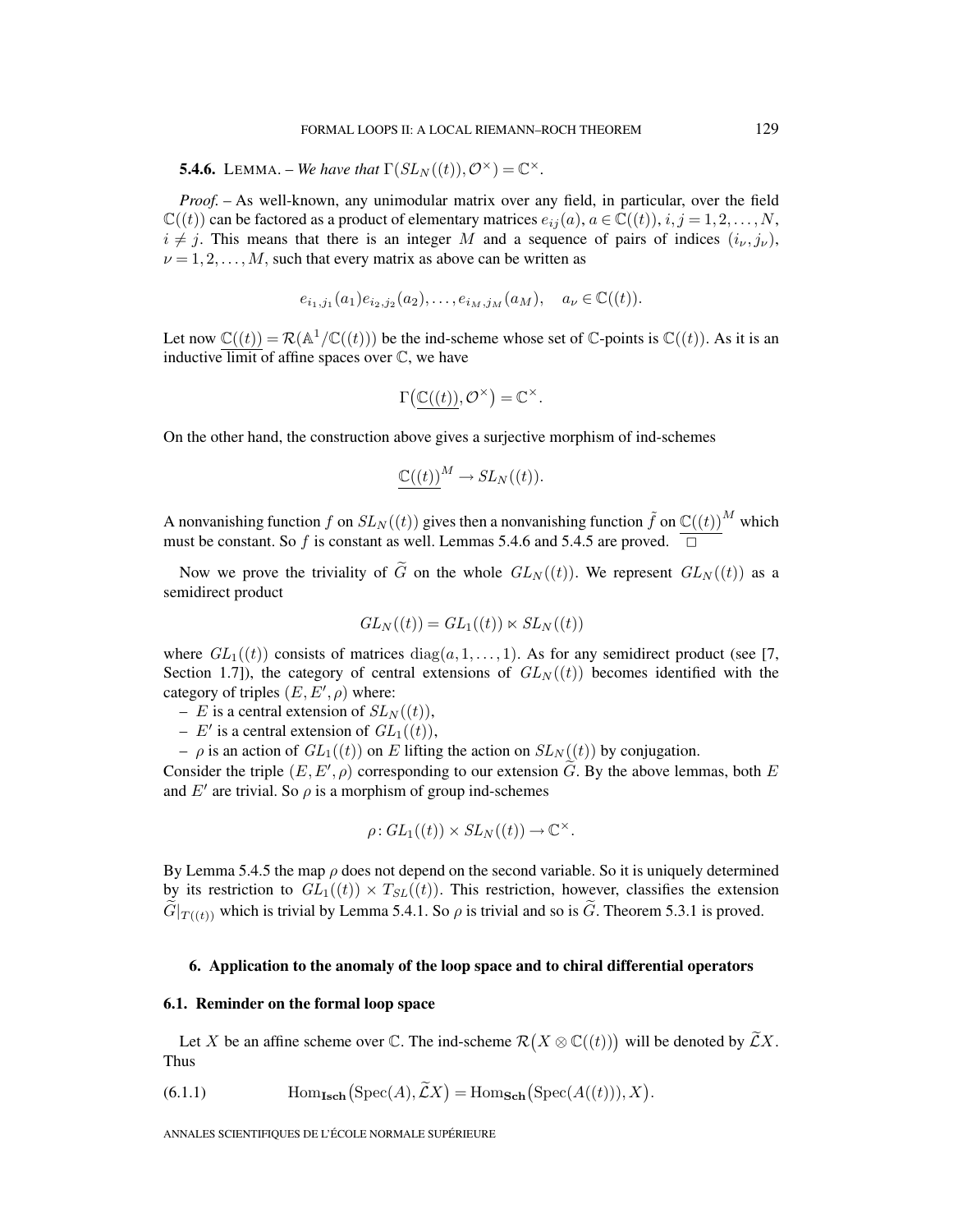**5.4.6.** LEMMA. – *We have that* $\Gamma(SL_N((t)), \mathcal{O}^\times) = \mathbb{C}^\times$.

*Proof.* – As well-known, any unimodular matrix over any field, in particular, over the field $\mathbb{C}((t))$ can be factored as a product of elementary matrices $e_{ij}(a)$, $a \in \mathbb{C}((t))$, $i, j = 1, 2, \ldots, N$, $i \neq j$. This means that there is an integer $M$ and a sequence of pairs of indices $(i_\nu, j_\nu)$, $\nu = 1, 2, \ldots, M$, such that every matrix as above can be written as

$$e_{i_1,j_1}(a_1) e_{i_2,j_2}(a_2), \ldots, e_{i_M,j_M}(a_M), \quad a_\nu \in \mathbb{C}((t)).$$

Let now $\underline{\mathbb{C}((t))} = \mathcal{R}(\mathbb{A}^1/\mathbb{C}((t)))$ be the ind-scheme whose set of $\mathbb{C}$-points is $\mathbb{C}((t))$. As it is an inductive limit of affine spaces over $\mathbb{C}$, we have

$$\Gamma\big(\underline{\mathbb{C}((t))}, \mathcal{O}^\times\big) = \mathbb{C}^\times.$$

On the other hand, the construction above gives a surjective morphism of ind-schemes

$$\underline{\mathbb{C}((t))}^M \to SL_N((t)).$$

A nonvanishing function $f$ on $SL_N((t))$ gives then a nonvanishing function $\tilde{f}$ on $\underline{\mathbb{C}((t))}^M$ which must be constant. So $f$ is constant as well. Lemmas 5.4.6 and 5.4.5 are proved. $\square$

Now we prove the triviality of $\widetilde{G}$ on the whole $GL_N((t))$. We represent $GL_N((t))$ as a semidirect product

$$GL_N((t)) = GL_1((t)) \ltimes SL_N((t))$$

where $GL_1((t))$ consists of matrices $\mathrm{diag}(a, 1, \ldots, 1)$. As for any semidirect product (see [7, Section 1.7]), the category of central extensions of $GL_N((t))$ becomes identified with the category of triples $(E, E', \rho)$ where:

- $E$ is a central extension of $SL_N((t))$,
- $E'$ is a central extension of $GL_1((t))$,
- $\rho$ is an action of $GL_1((t))$ on $E$ lifting the action on $SL_N((t))$ by conjugation.

Consider the triple $(E, E', \rho)$ corresponding to our extension $\widetilde{G}$. By the above lemmas, both $E$ and $E'$ are trivial. So $\rho$ is a morphism of group ind-schemes

$$\rho \colon GL_1((t)) \times SL_N((t)) \to \mathbb{C}^\times.$$

By Lemma 5.4.5 the map $\rho$ does not depend on the second variable. So it is uniquely determined by its restriction to $GL_1((t)) \times T_{SL}((t))$. This restriction, however, classifies the extension $\widetilde{G}|_{T((t))}$ which is trivial by Lemma 5.4.1. So $\rho$ is trivial and so is $\widetilde{G}$. Theorem 5.3.1 is proved.

## 6. Application to the anomaly of the loop space and to chiral differential operators

### 6.1. Reminder on the formal loop space

Let $X$ be an affine scheme over $\mathbb{C}$. The ind-scheme $\mathcal{R}\big(X \otimes \mathbb{C}((t))\big)$ will be denoted by $\widetilde{\mathcal{L}}X$. Thus

$$\mathrm{Hom}_{\mathbf{Isch}}\big(\mathrm{Spec}(A), \widetilde{\mathcal{L}}X\big) = \mathrm{Hom}_{\mathbf{Sch}}\big(\mathrm{Spec}(A((t))), X\big). \tag{6.1.1}$$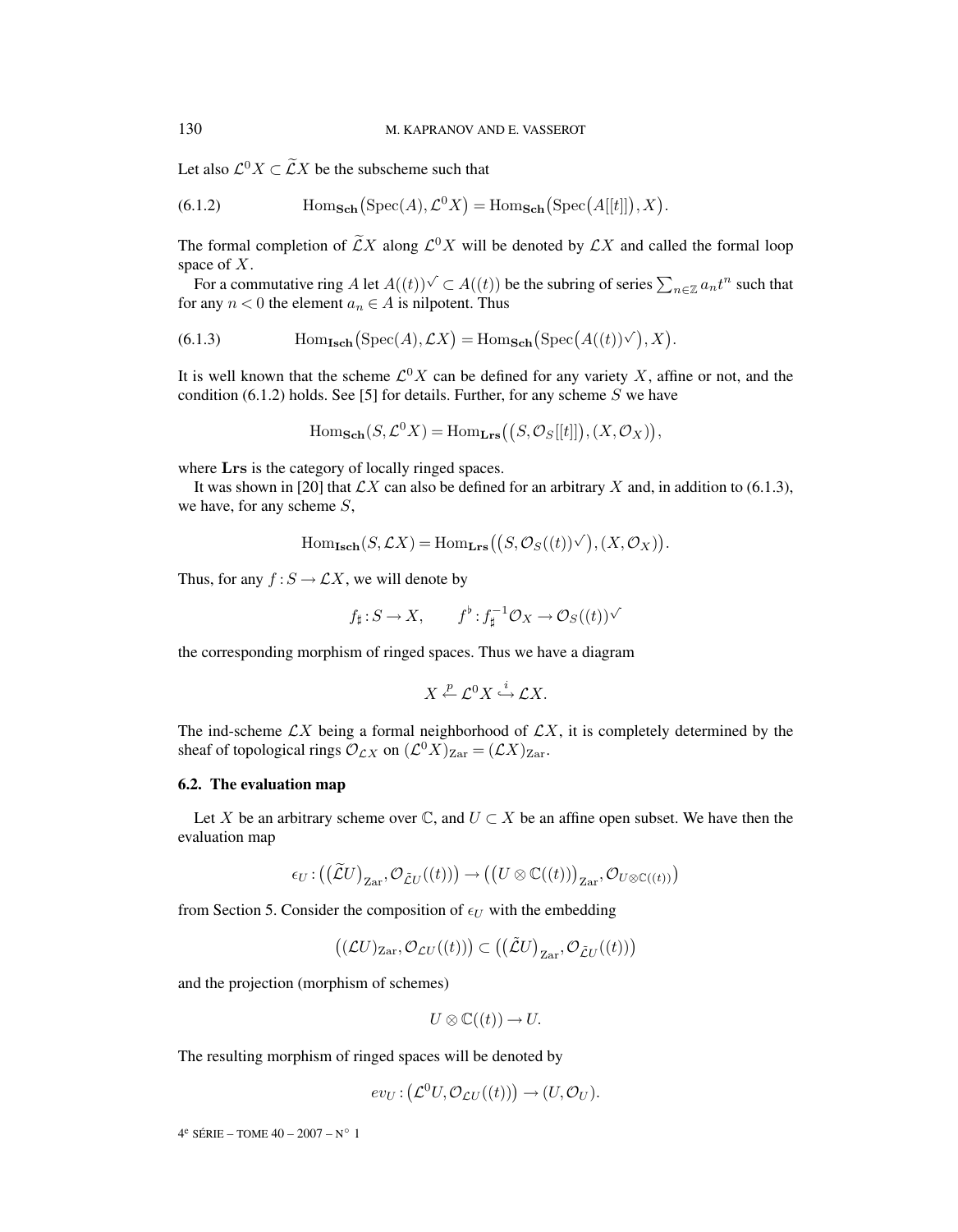Let also $\mathcal{L}^0 X \subset \widetilde{\mathcal{L}} X$ be the subscheme such that

$$\text{(6.1.2)} \qquad \mathrm{Hom}_{\mathbf{Sch}}\big(\mathrm{Spec}(A), \mathcal{L}^0 X\big) = \mathrm{Hom}_{\mathbf{Sch}}\big(\mathrm{Spec}\big(A[[t]]\big), X\big).$$

The formal completion of $\widetilde{\mathcal{L}} X$ along $\mathcal{L}^0 X$ will be denoted by $\mathcal{L} X$ and called the formal loop space of $X$.

For a commutative ring $A$ let $A((t))^{\surd} \subset A((t))$ be the subring of series $\sum_{n \in \mathbb{Z}} a_n t^n$ such that for any $n < 0$ the element $a_n \in A$ is nilpotent. Thus

$$\text{(6.1.3)} \qquad \mathrm{Hom}_{\mathbf{Isch}}\big(\mathrm{Spec}(A), \mathcal{L} X\big) = \mathrm{Hom}_{\mathbf{Sch}}\big(\mathrm{Spec}\big(A((t))^{\surd}\big), X\big).$$

It is well known that the scheme $\mathcal{L}^0 X$ can be defined for any variety $X$, affine or not, and the condition (6.1.2) holds. See [5] for details. Further, for any scheme $S$ we have

$$\mathrm{Hom}_{\mathbf{Sch}}(S, \mathcal{L}^0 X) = \mathrm{Hom}_{\mathbf{Lrs}}\big(\big(S, \mathcal{O}_S[[t]]\big), (X, \mathcal{O}_X)\big),$$

where $\mathbf{Lrs}$ is the category of locally ringed spaces.

It was shown in [20] that $\mathcal{L} X$ can also be defined for an arbitrary $X$ and, in addition to (6.1.3), we have, for any scheme $S$,

$$\mathrm{Hom}_{\mathbf{Isch}}(S, \mathcal{L} X) = \mathrm{Hom}_{\mathbf{Lrs}}\big(\big(S, \mathcal{O}_S((t))^{\surd}\big), (X, \mathcal{O}_X)\big).$$

Thus, for any $f : S \to \mathcal{L} X$, we will denote by

$$f_\sharp : S \to X, \qquad f^\flat : f_\sharp^{-1} \mathcal{O}_X \to \mathcal{O}_S((t))^{\surd}$$

the corresponding morphism of ringed spaces. Thus we have a diagram

$$X \xleftarrow{p} \mathcal{L}^0 X \xhookrightarrow{i} \mathcal{L} X.$$

The ind-scheme $\mathcal{L} X$ being a formal neighborhood of $\mathcal{L} X$, it is completely determined by the sheaf of topological rings $\mathcal{O}_{\mathcal{L} X}$ on $(\mathcal{L}^0 X)_{\mathrm{Zar}} = (\mathcal{L} X)_{\mathrm{Zar}}$.

### 6.2. The evaluation map

Let $X$ be an arbitrary scheme over $\mathbb{C}$, and $U \subset X$ be an affine open subset. We have then the evaluation map

$$\epsilon_U : \big(\big(\widetilde{\mathcal{L}} U\big)_{\mathrm{Zar}}, \mathcal{O}_{\widetilde{\mathcal{L}} U}((t))\big) \to \big(\big(U \otimes \mathbb{C}((t))\big)_{\mathrm{Zar}}, \mathcal{O}_{U \otimes \mathbb{C}((t))}\big)$$

from Section 5. Consider the composition of $\epsilon_U$ with the embedding

$$\big((\mathcal{L} U)_{\mathrm{Zar}}, \mathcal{O}_{\mathcal{L} U}((t))\big) \subset \big(\big(\tilde{\mathcal{L}} U\big)_{\mathrm{Zar}}, \mathcal{O}_{\tilde{\mathcal{L}} U}((t))\big)$$

and the projection (morphism of schemes)

$$U \otimes \mathbb{C}((t)) \to U.$$

The resulting morphism of ringed spaces will be denoted by

$$ev_U : \big(\mathcal{L}^0 U, \mathcal{O}_{\mathcal{L} U}((t))\big) \to (U, \mathcal{O}_U).$$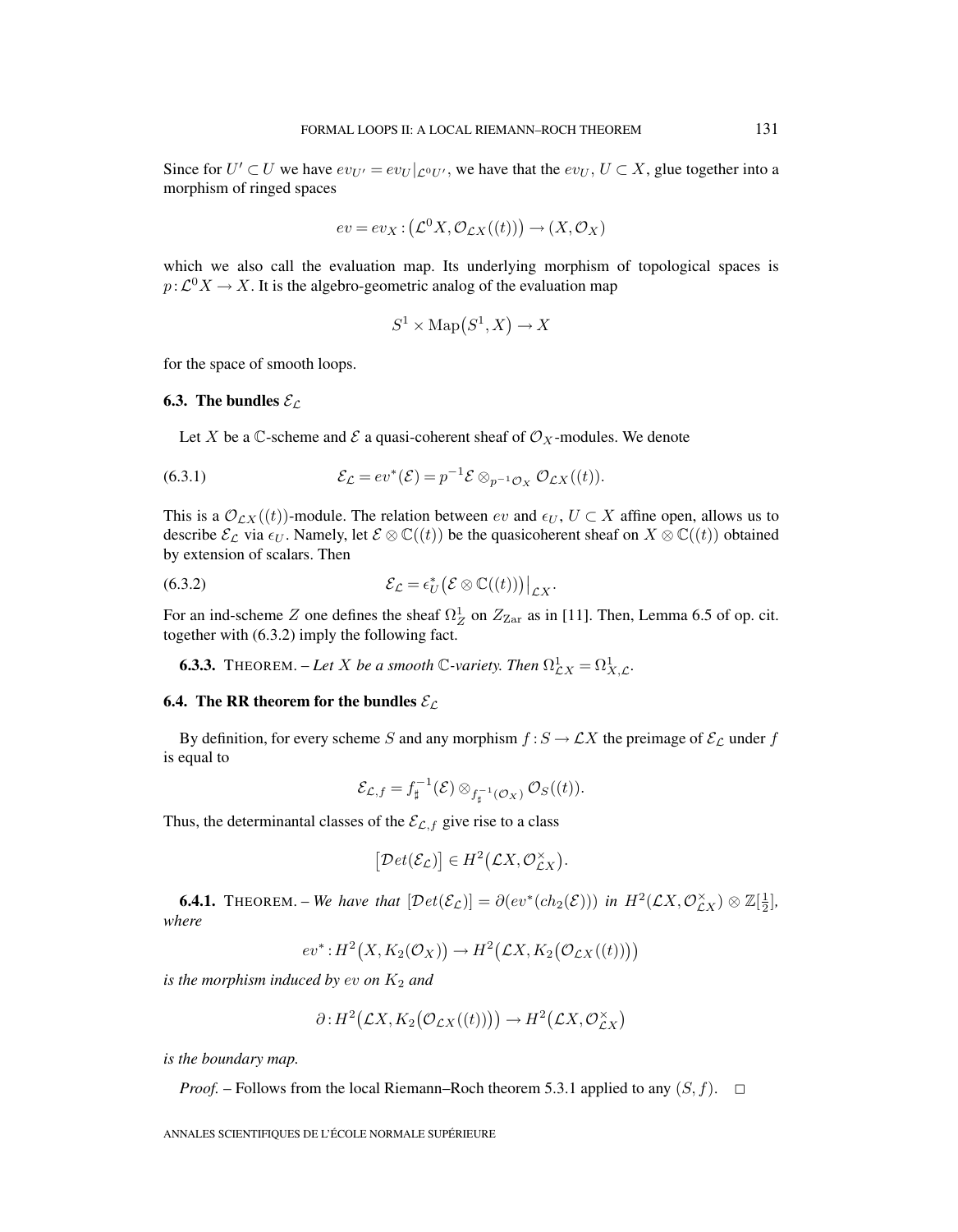Since for $U' \subset U$ we have $ev_{U'} = ev_U|_{\mathcal{L}^0 U'}$, we have that the $ev_U$, $U \subset X$, glue together into a morphism of ringed spaces

$$ev = ev_X : \big(\mathcal{L}^0 X, \mathcal{O}_{\mathcal{L}X}((t))\big) \to (X, \mathcal{O}_X)$$

which we also call the evaluation map. Its underlying morphism of topological spaces is $p : \mathcal{L}^0 X \to X$. It is the algebro-geometric analog of the evaluation map

$$S^1 \times \mathrm{Map}\big(S^1, X\big) \to X$$

for the space of smooth loops.

### 6.3. The bundles $\mathcal{E}_{\mathcal{L}}$

Let $X$ be a $\mathbb{C}$-scheme and $\mathcal{E}$ a quasi-coherent sheaf of $\mathcal{O}_X$-modules. We denote

$$\mathcal{E}_{\mathcal{L}} = ev^*(\mathcal{E}) = p^{-1}\mathcal{E} \otimes_{p^{-1}\mathcal{O}_X} \mathcal{O}_{\mathcal{L}X}((t)). \tag{6.3.1}$$

This is a $\mathcal{O}_{\mathcal{L}X}((t))$-module. The relation between $ev$ and $\epsilon_U$, $U \subset X$ affine open, allows us to describe $\mathcal{E}_{\mathcal{L}}$ via $\epsilon_U$. Namely, let $\mathcal{E} \otimes \mathbb{C}((t))$ be the quasicoherent sheaf on $X \otimes \mathbb{C}((t))$ obtained by extension of scalars. Then

$$\mathcal{E}_{\mathcal{L}} = \epsilon_U^*\big(\mathcal{E} \otimes \mathbb{C}((t))\big)\big|_{\mathcal{L}X}. \tag{6.3.2}$$

For an ind-scheme $Z$ one defines the sheaf $\Omega^1_Z$ on $Z_{\mathrm{Zar}}$ as in [11]. Then, Lemma 6.5 of op. cit. together with (6.3.2) imply the following fact.

**6.3.3.** THEOREM. – *Let $X$ be a smooth $\mathbb{C}$-variety. Then $\Omega^1_{\mathcal{L}X} = \Omega^1_{X,\mathcal{L}}$.*

### 6.4. The RR theorem for the bundles $\mathcal{E}_{\mathcal{L}}$

By definition, for every scheme $S$ and any morphism $f : S \to \mathcal{L}X$ the preimage of $\mathcal{E}_{\mathcal{L}}$ under $f$ is equal to

$$\mathcal{E}_{\mathcal{L},f} = f_\sharp^{-1}(\mathcal{E}) \otimes_{f_\sharp^{-1}(\mathcal{O}_X)} \mathcal{O}_S((t)).$$

Thus, the determinantal classes of the $\mathcal{E}_{\mathcal{L},f}$ give rise to a class

$$\big[\mathcal{D}et(\mathcal{E}_{\mathcal{L}})\big] \in H^2\big(\mathcal{L}X, \mathcal{O}^\times_{\mathcal{L}X}\big).$$

**6.4.1.** THEOREM. – *We have that $[\mathcal{D}et(\mathcal{E}_{\mathcal{L}})] = \partial(ev^*(ch_2(\mathcal{E})))$ in $H^2(\mathcal{L}X, \mathcal{O}^\times_{\mathcal{L}X}) \otimes \mathbb{Z}[\frac{1}{2}]$, where*

$$ev^* : H^2\big(X, K_2(\mathcal{O}_X)\big) \to H^2\big(\mathcal{L}X, K_2\big(\mathcal{O}_{\mathcal{L}X}((t))\big)\big)$$

*is the morphism induced by $ev$ on $K_2$ and*

$$\partial : H^2\big(\mathcal{L}X, K_2\big(\mathcal{O}_{\mathcal{L}X}((t))\big)\big) \to H^2\big(\mathcal{L}X, \mathcal{O}^\times_{\mathcal{L}X}\big)$$

*is the boundary map.*

*Proof.* – Follows from the local Riemann–Roch theorem 5.3.1 applied to any $(S, f)$. □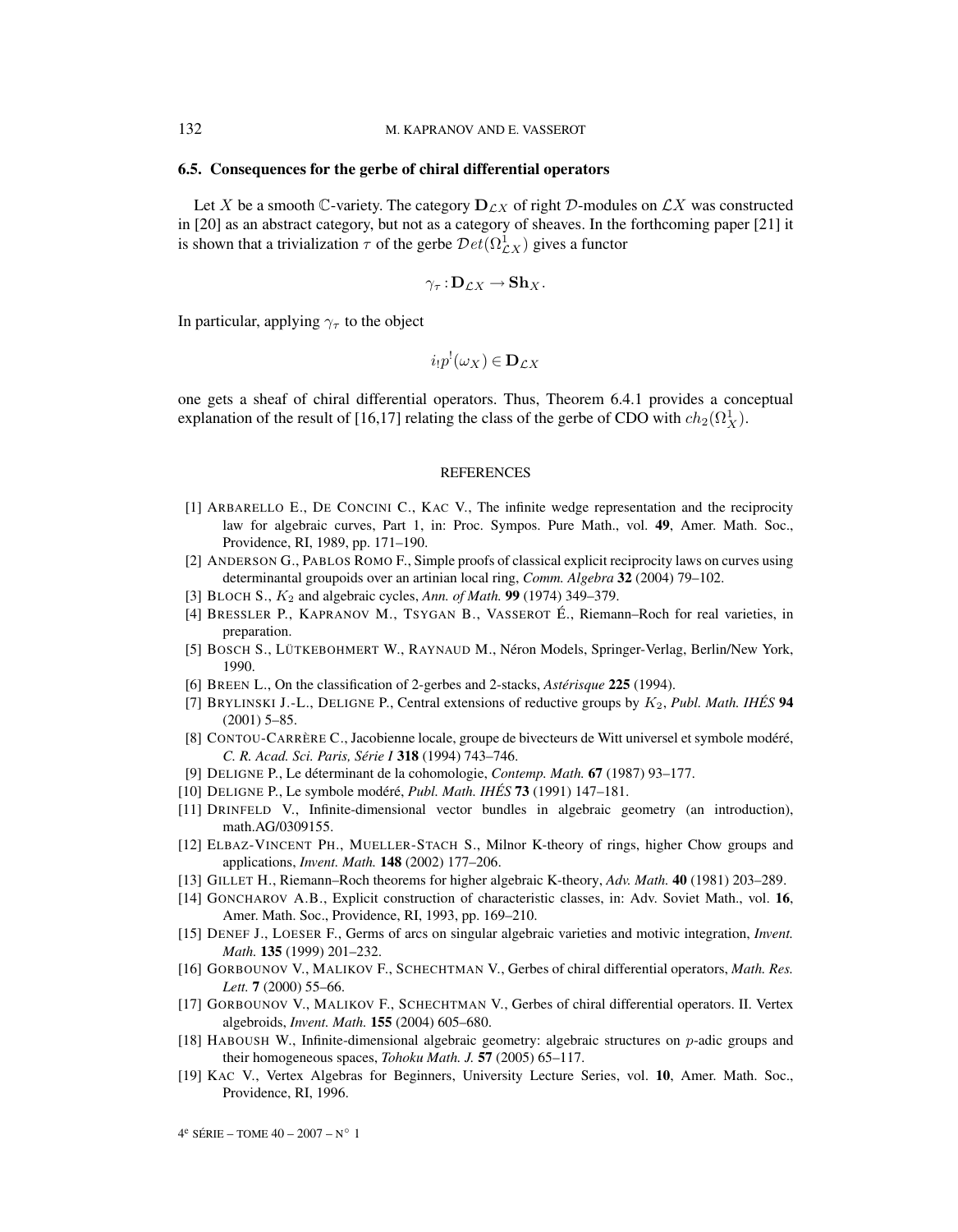### 6.5. Consequences for the gerbe of chiral differential operators

Let $X$ be a smooth $\mathbb{C}$-variety. The category $\mathbf{D}_{\mathcal{L}X}$ of right $\mathcal{D}$-modules on $\mathcal{L}X$ was constructed in [20] as an abstract category, but not as a category of sheaves. In the forthcoming paper [21] it is shown that a trivialization $\tau$ of the gerbe $\mathcal{D}et(\Omega^1_{\mathcal{L}X})$ gives a functor

$$\gamma_\tau : \mathbf{D}_{\mathcal{L}X} \to \mathbf{Sh}_X.$$

In particular, applying $\gamma_\tau$ to the object

$$i_! p^!(\omega_X) \in \mathbf{D}_{\mathcal{L}X}$$

one gets a sheaf of chiral differential operators. Thus, Theorem 6.4.1 provides a conceptual explanation of the result of [16,17] relating the class of the gerbe of CDO with $ch_2(\Omega^1_X)$.

## REFERENCES

[1] Arbarello E., De Concini C., Kac V., The infinite wedge representation and the reciprocity law for algebraic curves, Part 1, in: Proc. Sympos. Pure Math., vol. **49**, Amer. Math. Soc., Providence, RI, 1989, pp. 171–190.

[2] Anderson G., Pablos Romo F., Simple proofs of classical explicit reciprocity laws on curves using determinantal groupoids over an artinian local ring, *Comm. Algebra* **32** (2004) 79–102.

[3] Bloch S., $K_2$ and algebraic cycles, *Ann. of Math.* **99** (1974) 349–379.

[4] Bressler P., Kapranov M., Tsygan B., Vasserot É., Riemann–Roch for real varieties, in preparation.

[5] Bosch S., Lütkebohmert W., Raynaud M., Néron Models, Springer-Verlag, Berlin/New York, 1990.

[6] Breen L., On the classification of 2-gerbes and 2-stacks, *Astérisque* **225** (1994).

[7] Brylinski J.-L., Deligne P., Central extensions of reductive groups by $K_2$, *Publ. Math. IHÉS* **94** (2001) 5–85.

[8] Contou-Carrère C., Jacobienne locale, groupe de bivecteurs de Witt universel et symbole modéré, *C. R. Acad. Sci. Paris, Série I* **318** (1994) 743–746.

[9] Deligne P., Le déterminant de la cohomologie, *Contemp. Math.* **67** (1987) 93–177.

[10] Deligne P., Le symbole modéré, *Publ. Math. IHÉS* **73** (1991) 147–181.

[11] Drinfeld V., Infinite-dimensional vector bundles in algebraic geometry (an introduction), math.AG/0309155.

[12] Elbaz-Vincent Ph., Mueller-Stach S., Milnor K-theory of rings, higher Chow groups and applications, *Invent. Math.* **148** (2002) 177–206.

[13] Gillet H., Riemann–Roch theorems for higher algebraic K-theory, *Adv. Math.* **40** (1981) 203–289.

[14] Goncharov A.B., Explicit construction of characteristic classes, in: Adv. Soviet Math., vol. **16**, Amer. Math. Soc., Providence, RI, 1993, pp. 169–210.

[15] Denef J., Loeser F., Germs of arcs on singular algebraic varieties and motivic integration, *Invent. Math.* **135** (1999) 201–232.

[16] Gorbounov V., Malikov F., Schechtman V., Gerbes of chiral differential operators, *Math. Res. Lett.* **7** (2000) 55–66.

[17] Gorbounov V., Malikov F., Schechtman V., Gerbes of chiral differential operators. II. Vertex algebroids, *Invent. Math.* **155** (2004) 605–680.

[18] Haboush W., Infinite-dimensional algebraic geometry: algebraic structures on $p$-adic groups and their homogeneous spaces, *Tohoku Math. J.* **57** (2005) 65–117.

[19] Kac V., Vertex Algebras for Beginners, University Lecture Series, vol. **10**, Amer. Math. Soc., Providence, RI, 1996.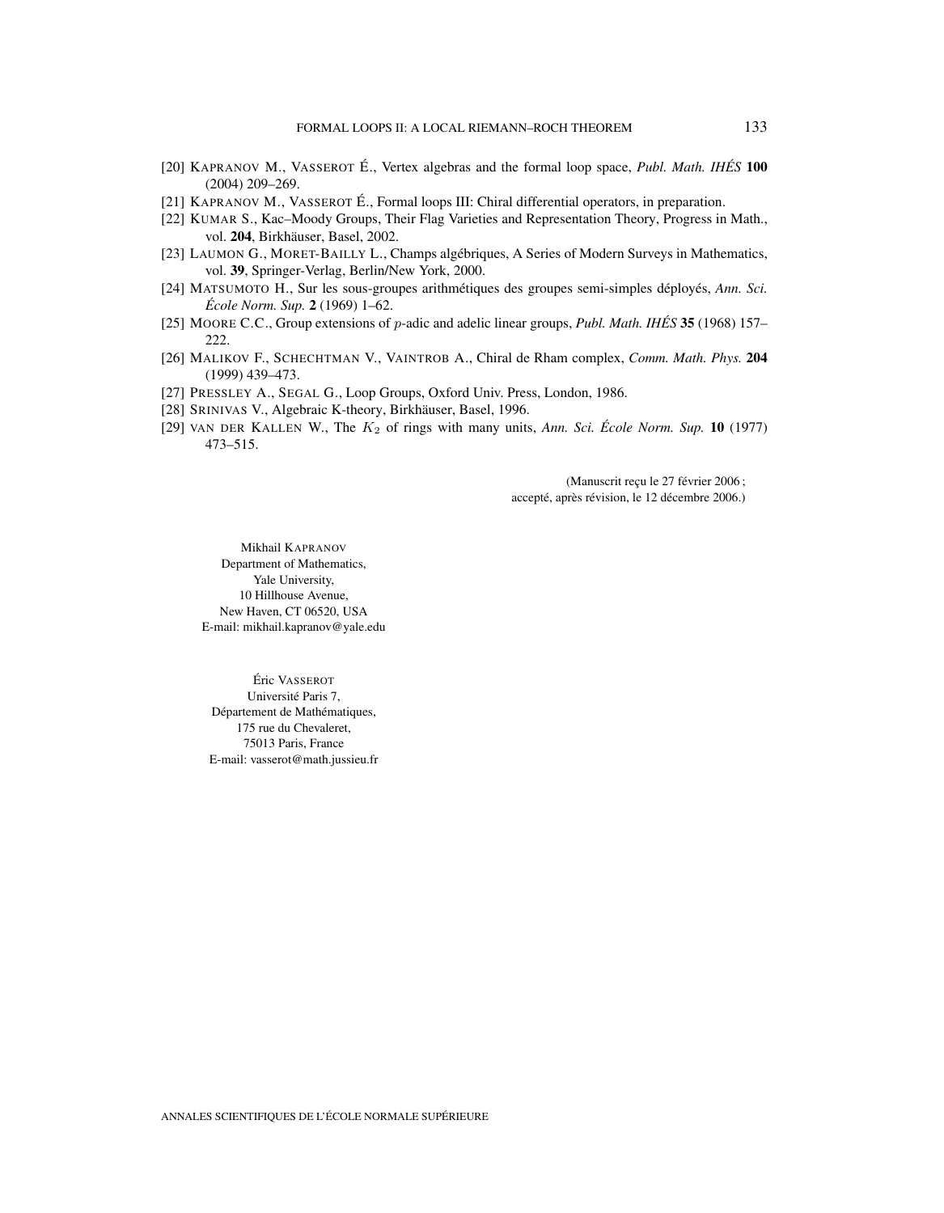[20] KAPRANOV M., VASSEROT É., Vertex algebras and the formal loop space, *Publ. Math. IHÉS* **100** (2004) 209–269.

[21] KAPRANOV M., VASSEROT É., Formal loops III: Chiral differential operators, in preparation.

[22] KUMAR S., Kac–Moody Groups, Their Flag Varieties and Representation Theory, Progress in Math., vol. **204**, Birkhäuser, Basel, 2002.

[23] LAUMON G., MORET-BAILLY L., Champs algébriques, A Series of Modern Surveys in Mathematics, vol. **39**, Springer-Verlag, Berlin/New York, 2000.

[24] MATSUMOTO H., Sur les sous-groupes arithmétiques des groupes semi-simples déployés, *Ann. Sci. École Norm. Sup.* **2** (1969) 1–62.

[25] MOORE C.C., Group extensions of $p$-adic and adelic linear groups, *Publ. Math. IHÉS* **35** (1968) 157–222.

[26] MALIKOV F., SCHECHTMAN V., VAINTROB A., Chiral de Rham complex, *Comm. Math. Phys.* **204** (1999) 439–473.

[27] PRESSLEY A., SEGAL G., Loop Groups, Oxford Univ. Press, London, 1986.

[28] SRINIVAS V., Algebraic K-theory, Birkhäuser, Basel, 1996.

[29] VAN DER KALLEN W., The $K_2$ of rings with many units, *Ann. Sci. École Norm. Sup.* **10** (1977) 473–515.

(Manuscrit reçu le 27 février 2006 ;
accepté, après révision, le 12 décembre 2006.)

Mikhail KAPRANOV
Department of Mathematics,
Yale University,
10 Hillhouse Avenue,
New Haven, CT 06520, USA
E-mail: mikhail.kapranov@yale.edu

Éric VASSEROT
Université Paris 7,
Département de Mathématiques,
175 rue du Chevaleret,
75013 Paris, France
E-mail: vasserot@math.jussieu.fr